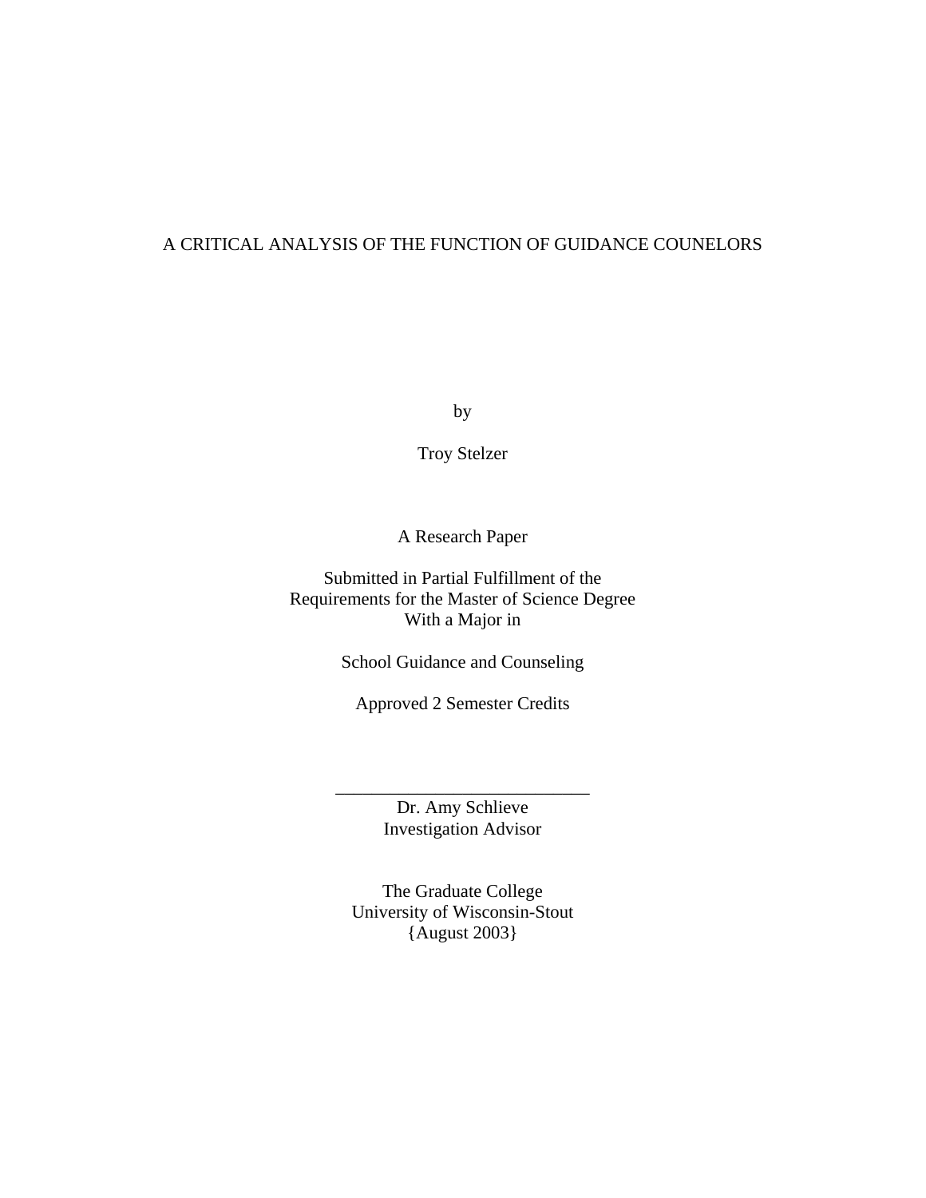# A CRITICAL ANALYSIS OF THE FUNCTION OF GUIDANCE COUNELORS

by

Troy Stelzer

A Research Paper

Submitted in Partial Fulfillment of the
Requirements for the Master of Science Degree
With a Major in

School Guidance and Counseling

Approved 2 Semester Credits

___________________________

Dr. Amy Schlieve
Investigation Advisor

The Graduate College
University of Wisconsin-Stout
{August 2003}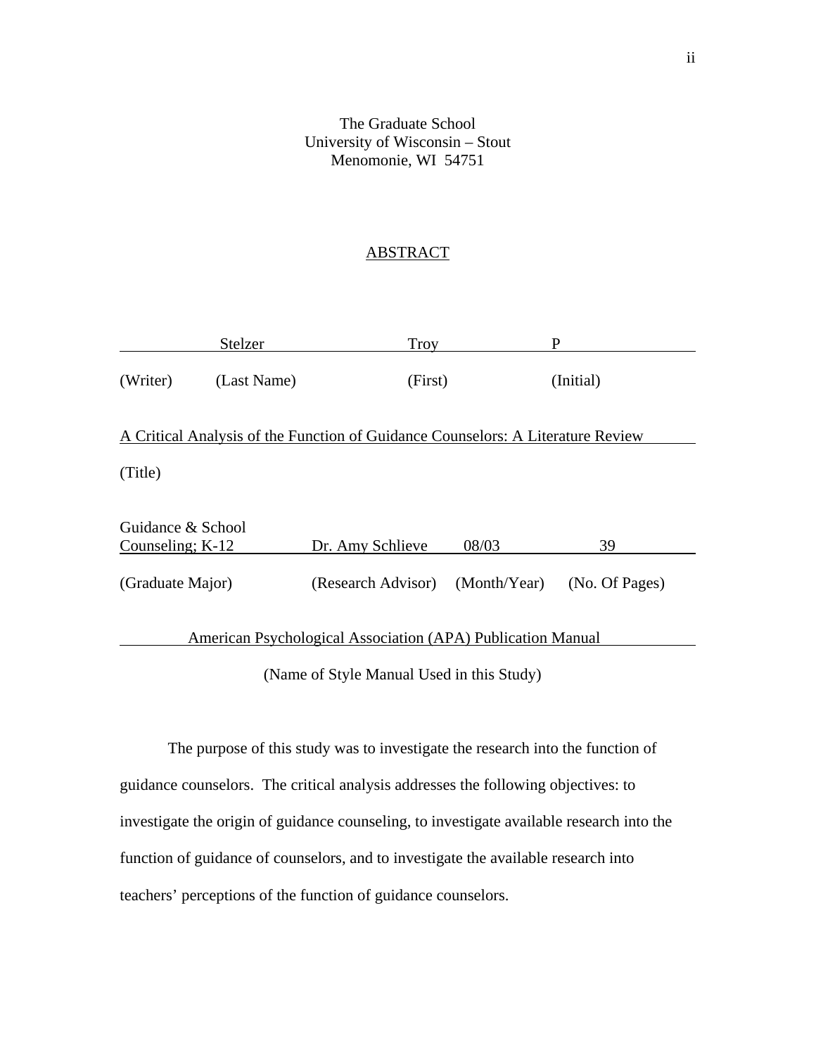The Graduate School
University of Wisconsin – Stout
Menomonie, WI 54751

# ABSTRACT

| | Stelzer | Troy | P |
|---|---|---|---|
| (Writer) | (Last Name) | (First) | (Initial) |

A Critical Analysis of the Function of Guidance Counselors: A Literature Review

(Title)

| Guidance & School Counseling; K-12 | Dr. Amy Schlieve | 08/03 | 39 |
|---|---|---|---|
| (Graduate Major) | (Research Advisor) | (Month/Year) | (No. Of Pages) |

American Psychological Association (APA) Publication Manual

(Name of Style Manual Used in this Study)

The purpose of this study was to investigate the research into the function of guidance counselors. The critical analysis addresses the following objectives: to investigate the origin of guidance counseling, to investigate available research into the function of guidance of counselors, and to investigate the available research into teachers' perceptions of the function of guidance counselors.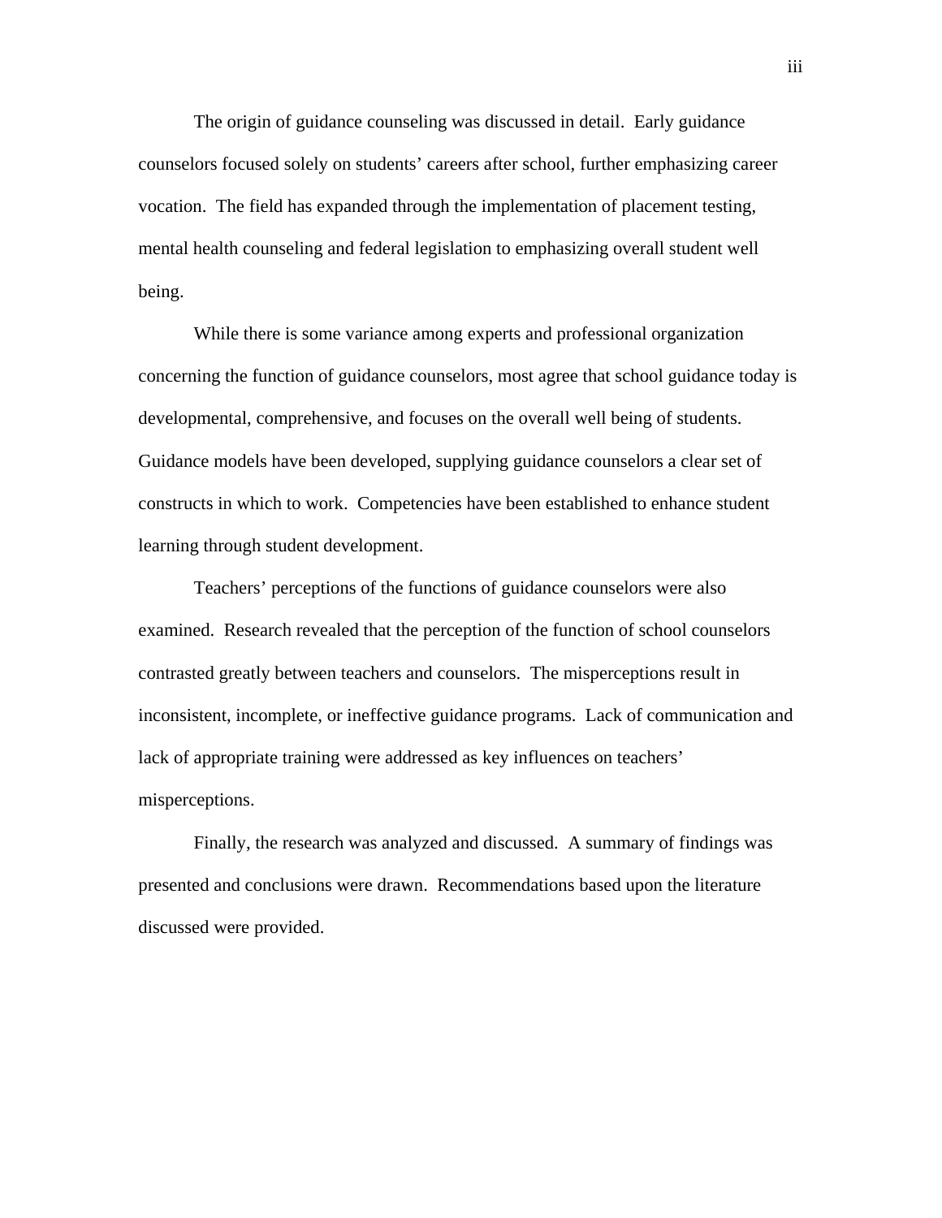The origin of guidance counseling was discussed in detail. Early guidance counselors focused solely on students' careers after school, further emphasizing career vocation. The field has expanded through the implementation of placement testing, mental health counseling and federal legislation to emphasizing overall student well being.

While there is some variance among experts and professional organization concerning the function of guidance counselors, most agree that school guidance today is developmental, comprehensive, and focuses on the overall well being of students. Guidance models have been developed, supplying guidance counselors a clear set of constructs in which to work. Competencies have been established to enhance student learning through student development.

Teachers' perceptions of the functions of guidance counselors were also examined. Research revealed that the perception of the function of school counselors contrasted greatly between teachers and counselors. The misperceptions result in inconsistent, incomplete, or ineffective guidance programs. Lack of communication and lack of appropriate training were addressed as key influences on teachers' misperceptions.

Finally, the research was analyzed and discussed. A summary of findings was presented and conclusions were drawn. Recommendations based upon the literature discussed were provided.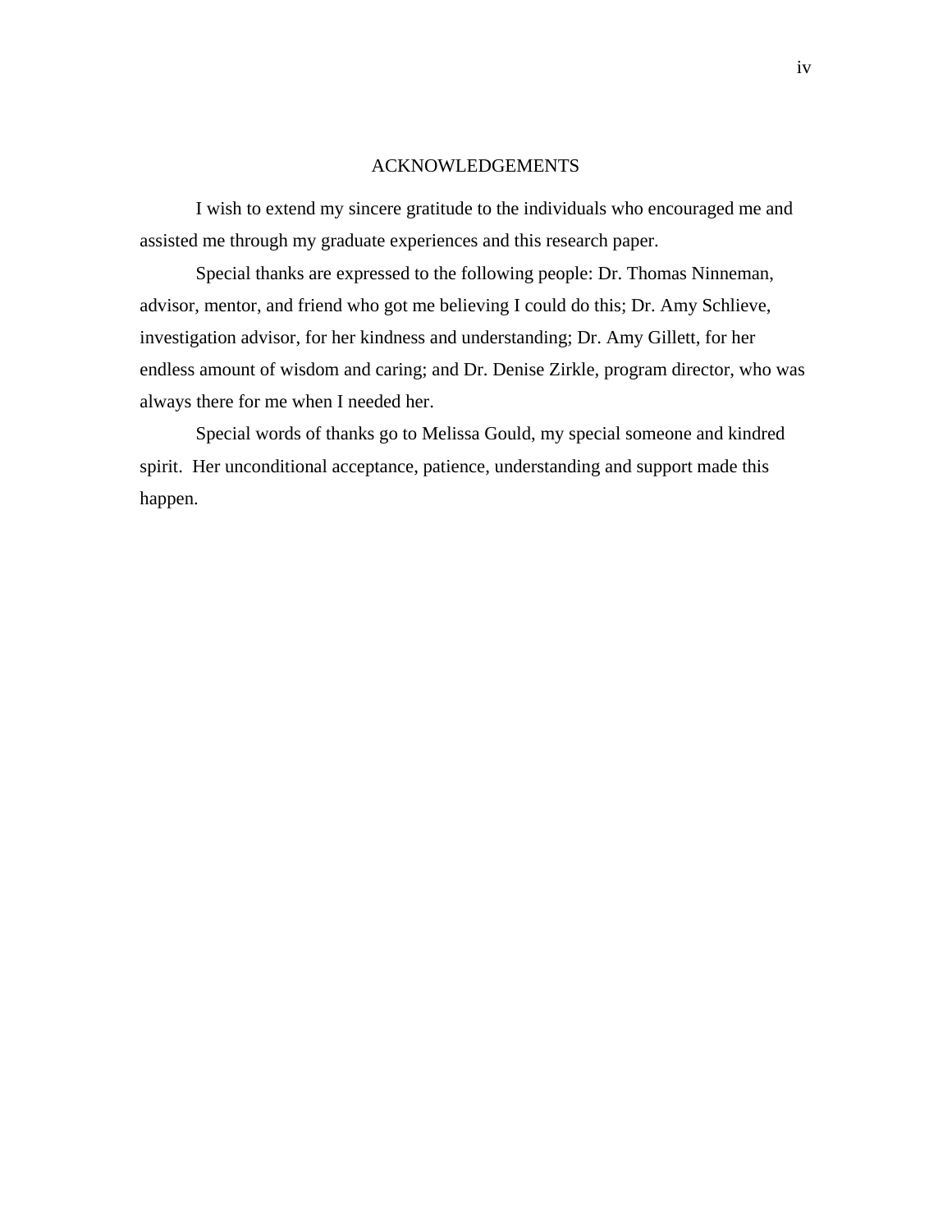# ACKNOWLEDGEMENTS

I wish to extend my sincere gratitude to the individuals who encouraged me and assisted me through my graduate experiences and this research paper.

Special thanks are expressed to the following people: Dr. Thomas Ninneman, advisor, mentor, and friend who got me believing I could do this; Dr. Amy Schlieve, investigation advisor, for her kindness and understanding; Dr. Amy Gillett, for her endless amount of wisdom and caring; and Dr. Denise Zirkle, program director, who was always there for me when I needed her.

Special words of thanks go to Melissa Gould, my special someone and kindred spirit. Her unconditional acceptance, patience, understanding and support made this happen.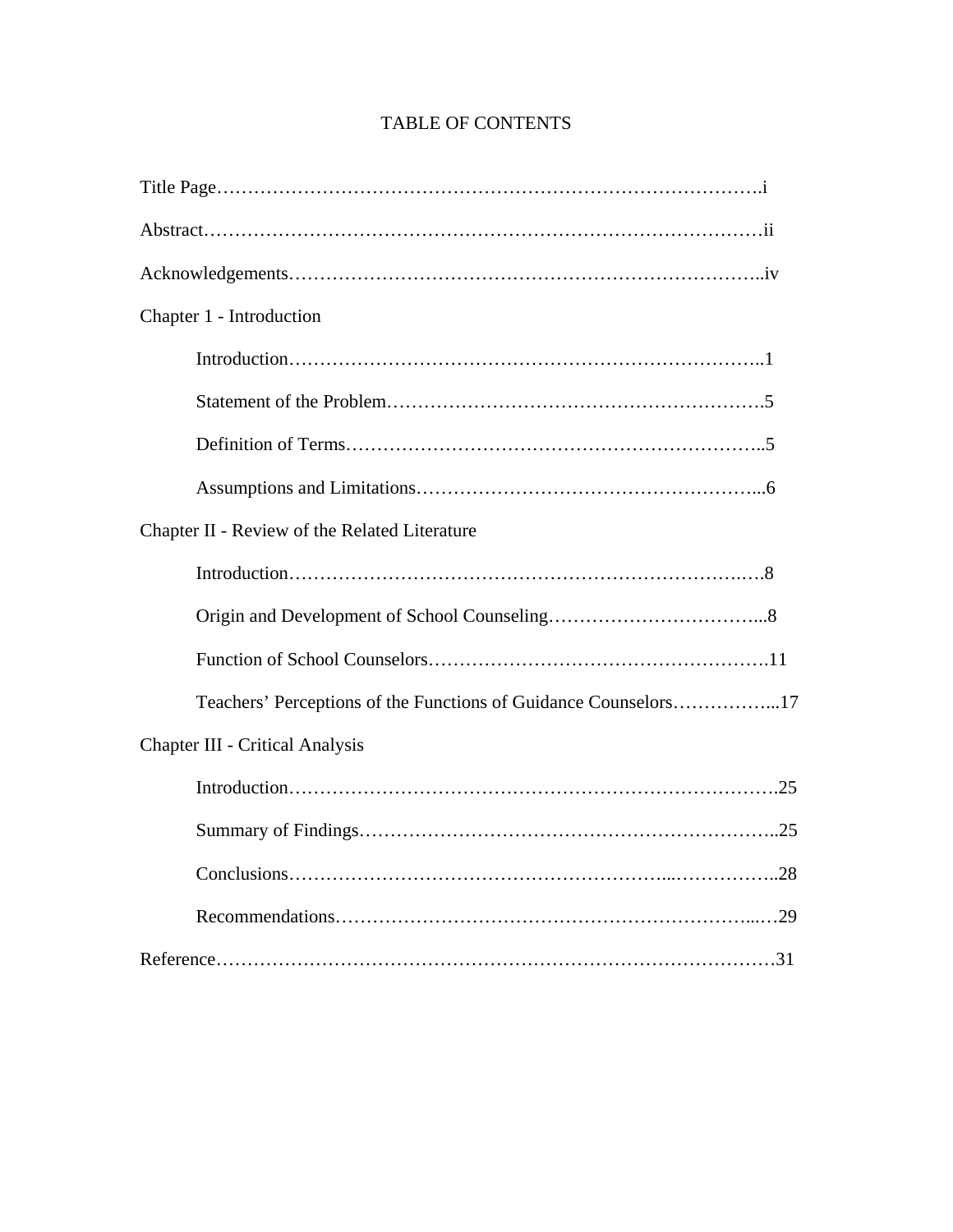# TABLE OF CONTENTS

Title Page……………………………………………………………………………….i

Abstract………………………………………………………………………………ii

Acknowledgements…………………………………………………………………..iv

Chapter 1 - Introduction

- Introduction…………………………………………………………………..1
- Statement of the Problem…………………………………………………….5
- Definition of Terms…………………………………………………………..5
- Assumptions and Limitations………………………………………………...6

Chapter II - Review of the Related Literature

- Introduction………………………………………………………………….8
- Origin and Development of School Counseling……………………………...8
- Function of School Counselors……………………………………………….11
- Teachers' Perceptions of the Functions of Guidance Counselors……………...17

Chapter III - Critical Analysis

- Introduction…………………………………………………………………….25
- Summary of Findings…………………………………………………………..25
- Conclusions………………………………………………………………………..28
- Recommendations………………………………………………………………29

Reference…………………………………………………………………………………31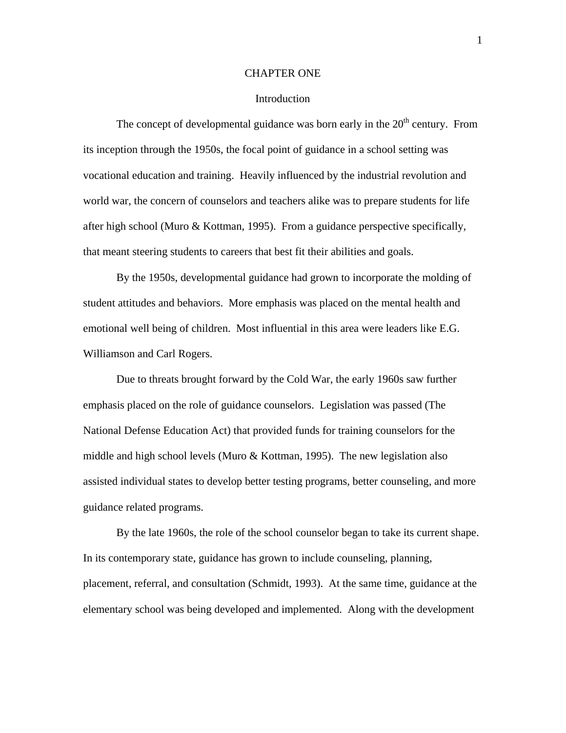# CHAPTER ONE

## Introduction

The concept of developmental guidance was born early in the 20th century. From its inception through the 1950s, the focal point of guidance in a school setting was vocational education and training. Heavily influenced by the industrial revolution and world war, the concern of counselors and teachers alike was to prepare students for life after high school (Muro & Kottman, 1995). From a guidance perspective specifically, that meant steering students to careers that best fit their abilities and goals.

By the 1950s, developmental guidance had grown to incorporate the molding of student attitudes and behaviors. More emphasis was placed on the mental health and emotional well being of children. Most influential in this area were leaders like E.G. Williamson and Carl Rogers.

Due to threats brought forward by the Cold War, the early 1960s saw further emphasis placed on the role of guidance counselors. Legislation was passed (The National Defense Education Act) that provided funds for training counselors for the middle and high school levels (Muro & Kottman, 1995). The new legislation also assisted individual states to develop better testing programs, better counseling, and more guidance related programs.

By the late 1960s, the role of the school counselor began to take its current shape. In its contemporary state, guidance has grown to include counseling, planning, placement, referral, and consultation (Schmidt, 1993). At the same time, guidance at the elementary school was being developed and implemented. Along with the development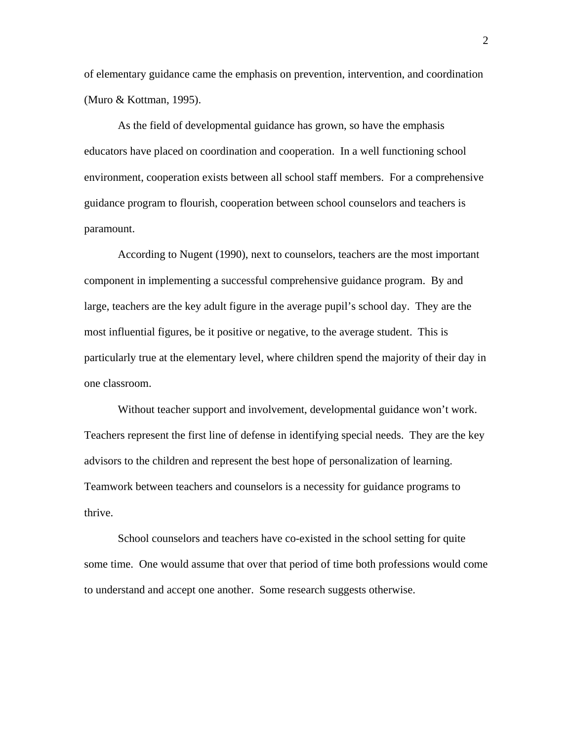of elementary guidance came the emphasis on prevention, intervention, and coordination (Muro & Kottman, 1995).

As the field of developmental guidance has grown, so have the emphasis educators have placed on coordination and cooperation. In a well functioning school environment, cooperation exists between all school staff members. For a comprehensive guidance program to flourish, cooperation between school counselors and teachers is paramount.

According to Nugent (1990), next to counselors, teachers are the most important component in implementing a successful comprehensive guidance program. By and large, teachers are the key adult figure in the average pupil's school day. They are the most influential figures, be it positive or negative, to the average student. This is particularly true at the elementary level, where children spend the majority of their day in one classroom.

Without teacher support and involvement, developmental guidance won't work. Teachers represent the first line of defense in identifying special needs. They are the key advisors to the children and represent the best hope of personalization of learning. Teamwork between teachers and counselors is a necessity for guidance programs to thrive.

School counselors and teachers have co-existed in the school setting for quite some time. One would assume that over that period of time both professions would come to understand and accept one another. Some research suggests otherwise.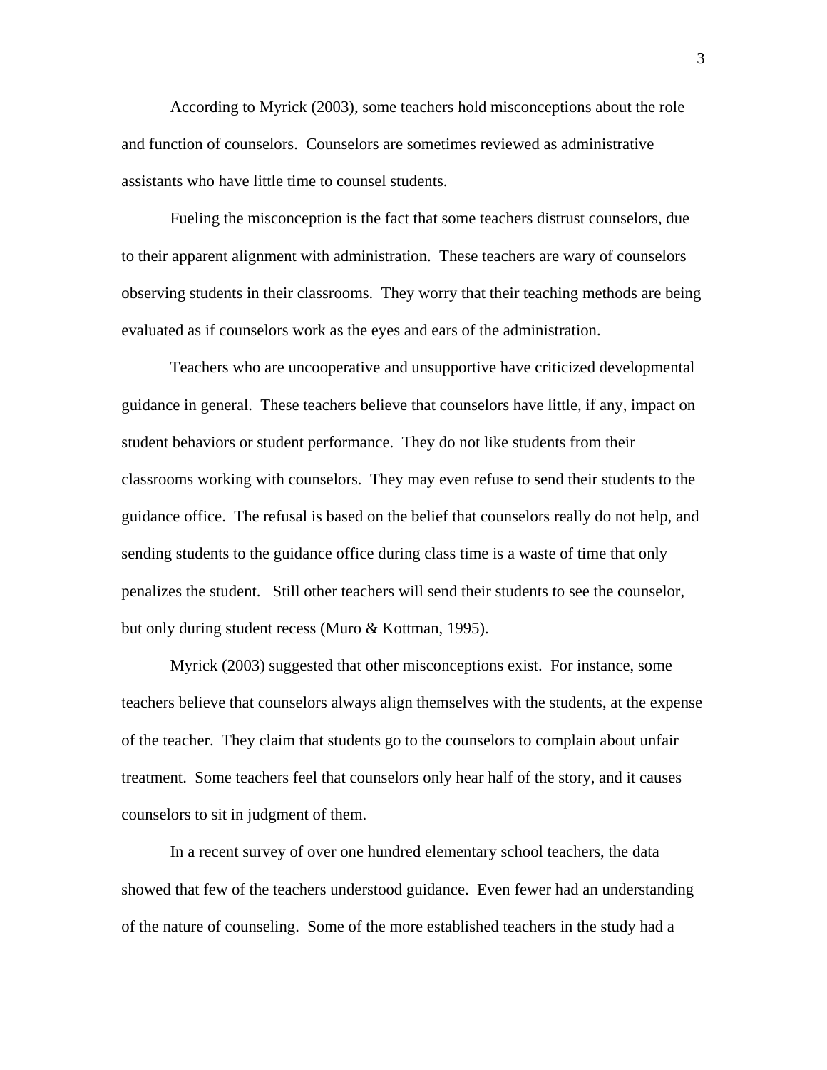According to Myrick (2003), some teachers hold misconceptions about the role and function of counselors. Counselors are sometimes reviewed as administrative assistants who have little time to counsel students.

Fueling the misconception is the fact that some teachers distrust counselors, due to their apparent alignment with administration. These teachers are wary of counselors observing students in their classrooms. They worry that their teaching methods are being evaluated as if counselors work as the eyes and ears of the administration.

Teachers who are uncooperative and unsupportive have criticized developmental guidance in general. These teachers believe that counselors have little, if any, impact on student behaviors or student performance. They do not like students from their classrooms working with counselors. They may even refuse to send their students to the guidance office. The refusal is based on the belief that counselors really do not help, and sending students to the guidance office during class time is a waste of time that only penalizes the student. Still other teachers will send their students to see the counselor, but only during student recess (Muro & Kottman, 1995).

Myrick (2003) suggested that other misconceptions exist. For instance, some teachers believe that counselors always align themselves with the students, at the expense of the teacher. They claim that students go to the counselors to complain about unfair treatment. Some teachers feel that counselors only hear half of the story, and it causes counselors to sit in judgment of them.

In a recent survey of over one hundred elementary school teachers, the data showed that few of the teachers understood guidance. Even fewer had an understanding of the nature of counseling. Some of the more established teachers in the study had a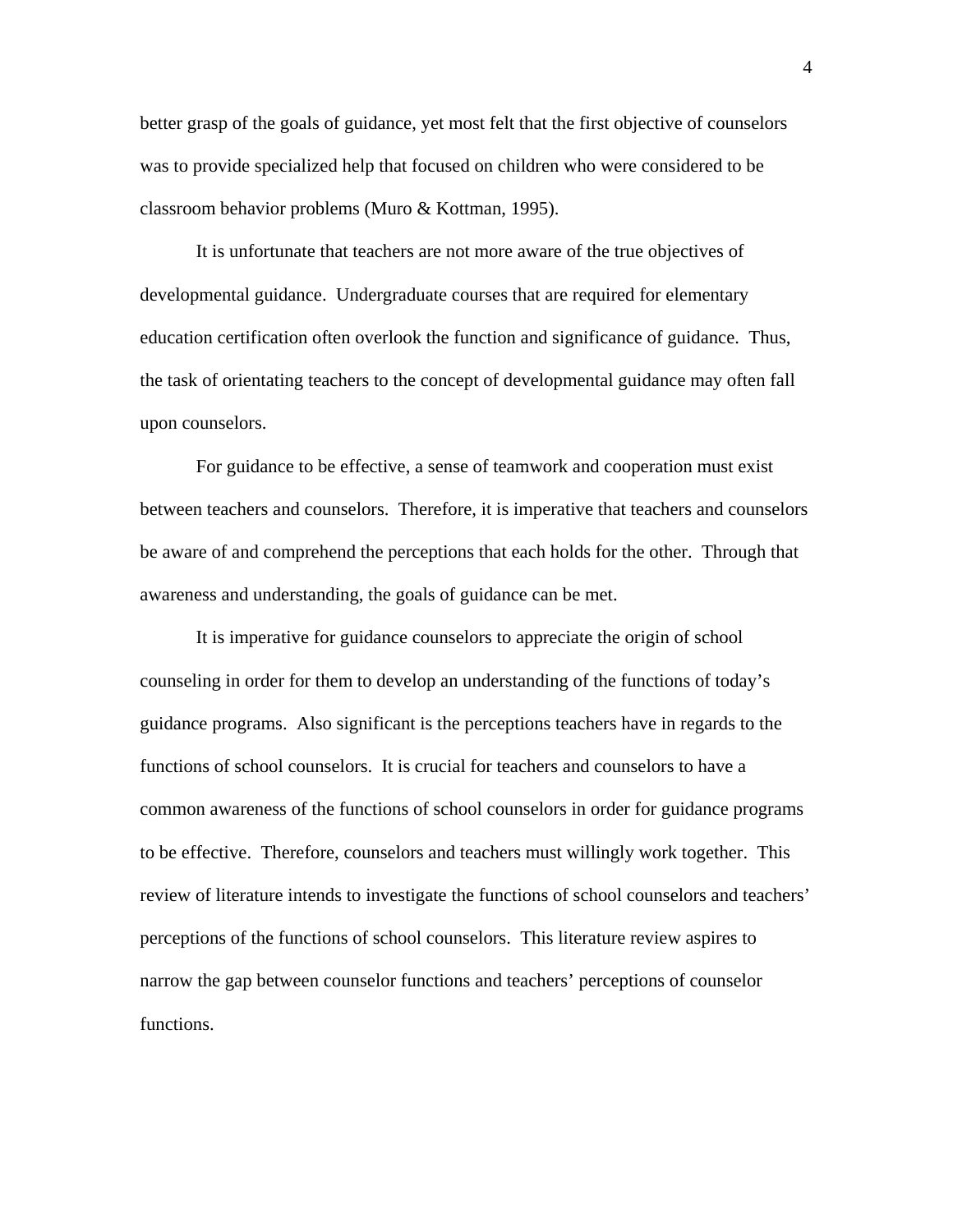better grasp of the goals of guidance, yet most felt that the first objective of counselors was to provide specialized help that focused on children who were considered to be classroom behavior problems (Muro & Kottman, 1995).

It is unfortunate that teachers are not more aware of the true objectives of developmental guidance. Undergraduate courses that are required for elementary education certification often overlook the function and significance of guidance. Thus, the task of orientating teachers to the concept of developmental guidance may often fall upon counselors.

For guidance to be effective, a sense of teamwork and cooperation must exist between teachers and counselors. Therefore, it is imperative that teachers and counselors be aware of and comprehend the perceptions that each holds for the other. Through that awareness and understanding, the goals of guidance can be met.

It is imperative for guidance counselors to appreciate the origin of school counseling in order for them to develop an understanding of the functions of today's guidance programs. Also significant is the perceptions teachers have in regards to the functions of school counselors. It is crucial for teachers and counselors to have a common awareness of the functions of school counselors in order for guidance programs to be effective. Therefore, counselors and teachers must willingly work together. This review of literature intends to investigate the functions of school counselors and teachers' perceptions of the functions of school counselors. This literature review aspires to narrow the gap between counselor functions and teachers' perceptions of counselor functions.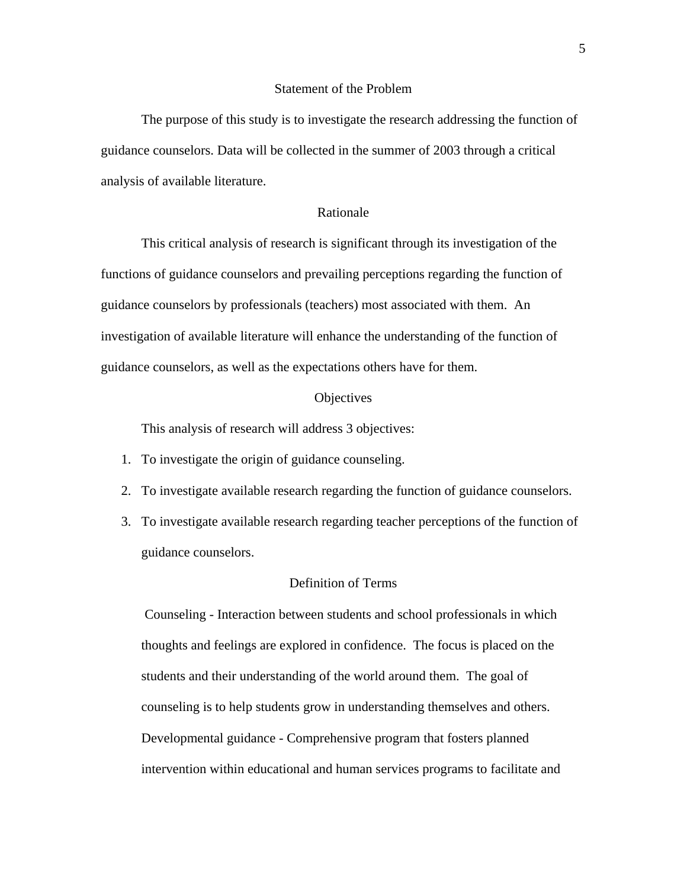## Statement of the Problem

The purpose of this study is to investigate the research addressing the function of guidance counselors. Data will be collected in the summer of 2003 through a critical analysis of available literature.

## Rationale

This critical analysis of research is significant through its investigation of the functions of guidance counselors and prevailing perceptions regarding the function of guidance counselors by professionals (teachers) most associated with them. An investigation of available literature will enhance the understanding of the function of guidance counselors, as well as the expectations others have for them.

## Objectives

This analysis of research will address 3 objectives:

1. To investigate the origin of guidance counseling.
2. To investigate available research regarding the function of guidance counselors.
3. To investigate available research regarding teacher perceptions of the function of guidance counselors.

## Definition of Terms

Counseling - Interaction between students and school professionals in which thoughts and feelings are explored in confidence. The focus is placed on the students and their understanding of the world around them. The goal of counseling is to help students grow in understanding themselves and others.

Developmental guidance - Comprehensive program that fosters planned intervention within educational and human services programs to facilitate and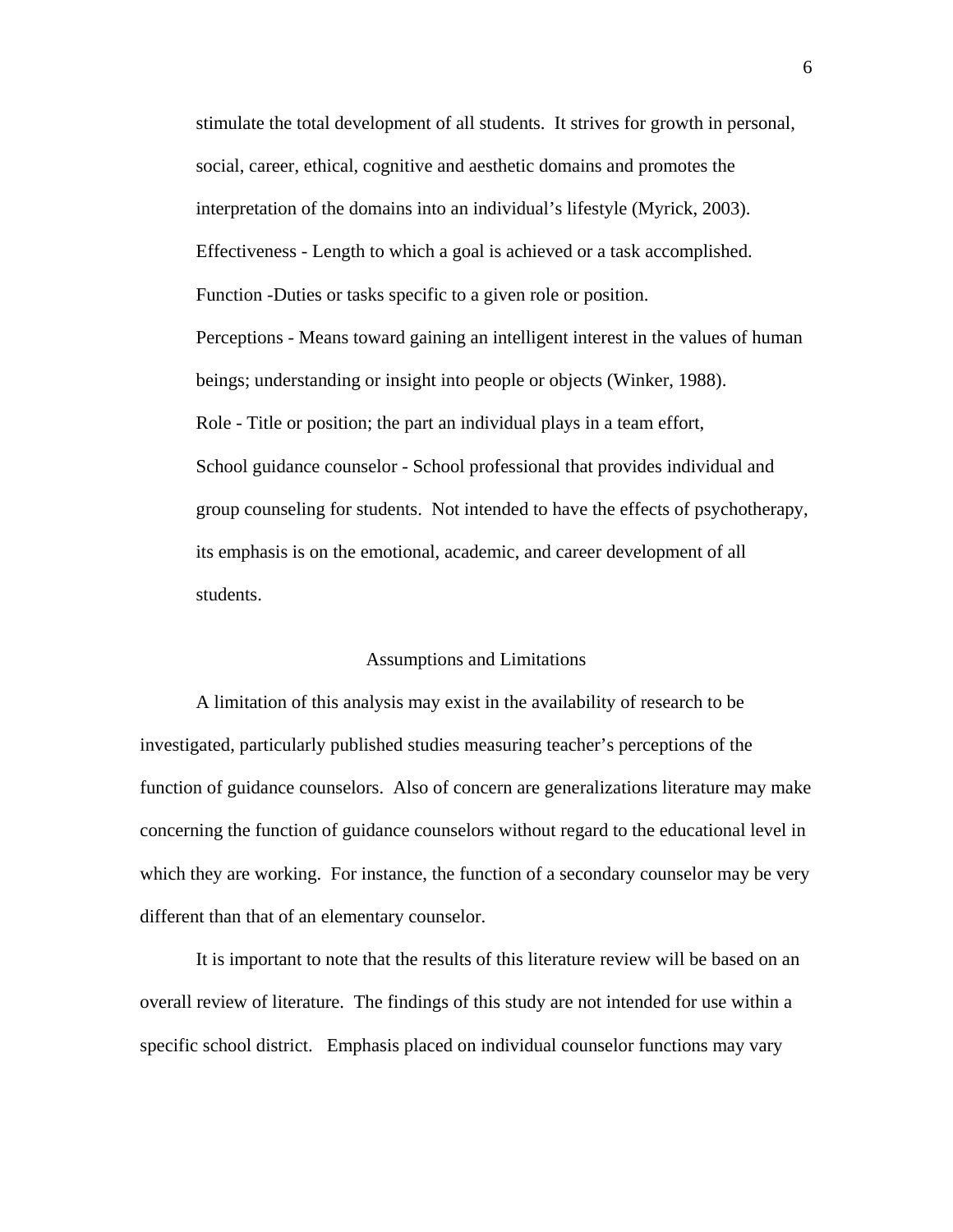stimulate the total development of all students. It strives for growth in personal, social, career, ethical, cognitive and aesthetic domains and promotes the interpretation of the domains into an individual's lifestyle (Myrick, 2003).

Effectiveness - Length to which a goal is achieved or a task accomplished.

Function -Duties or tasks specific to a given role or position.

Perceptions - Means toward gaining an intelligent interest in the values of human beings; understanding or insight into people or objects (Winker, 1988).

Role - Title or position; the part an individual plays in a team effort,

School guidance counselor - School professional that provides individual and group counseling for students. Not intended to have the effects of psychotherapy, its emphasis is on the emotional, academic, and career development of all students.

## Assumptions and Limitations

A limitation of this analysis may exist in the availability of research to be investigated, particularly published studies measuring teacher's perceptions of the function of guidance counselors. Also of concern are generalizations literature may make concerning the function of guidance counselors without regard to the educational level in which they are working. For instance, the function of a secondary counselor may be very different than that of an elementary counselor.

It is important to note that the results of this literature review will be based on an overall review of literature. The findings of this study are not intended for use within a specific school district. Emphasis placed on individual counselor functions may vary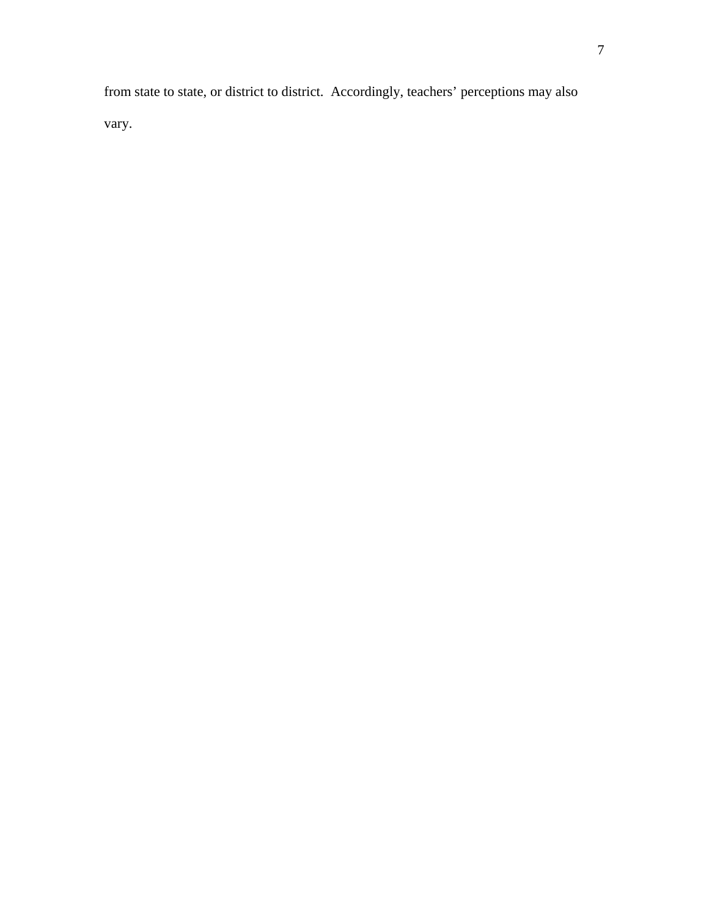from state to state, or district to district.  Accordingly, teachers' perceptions may also vary.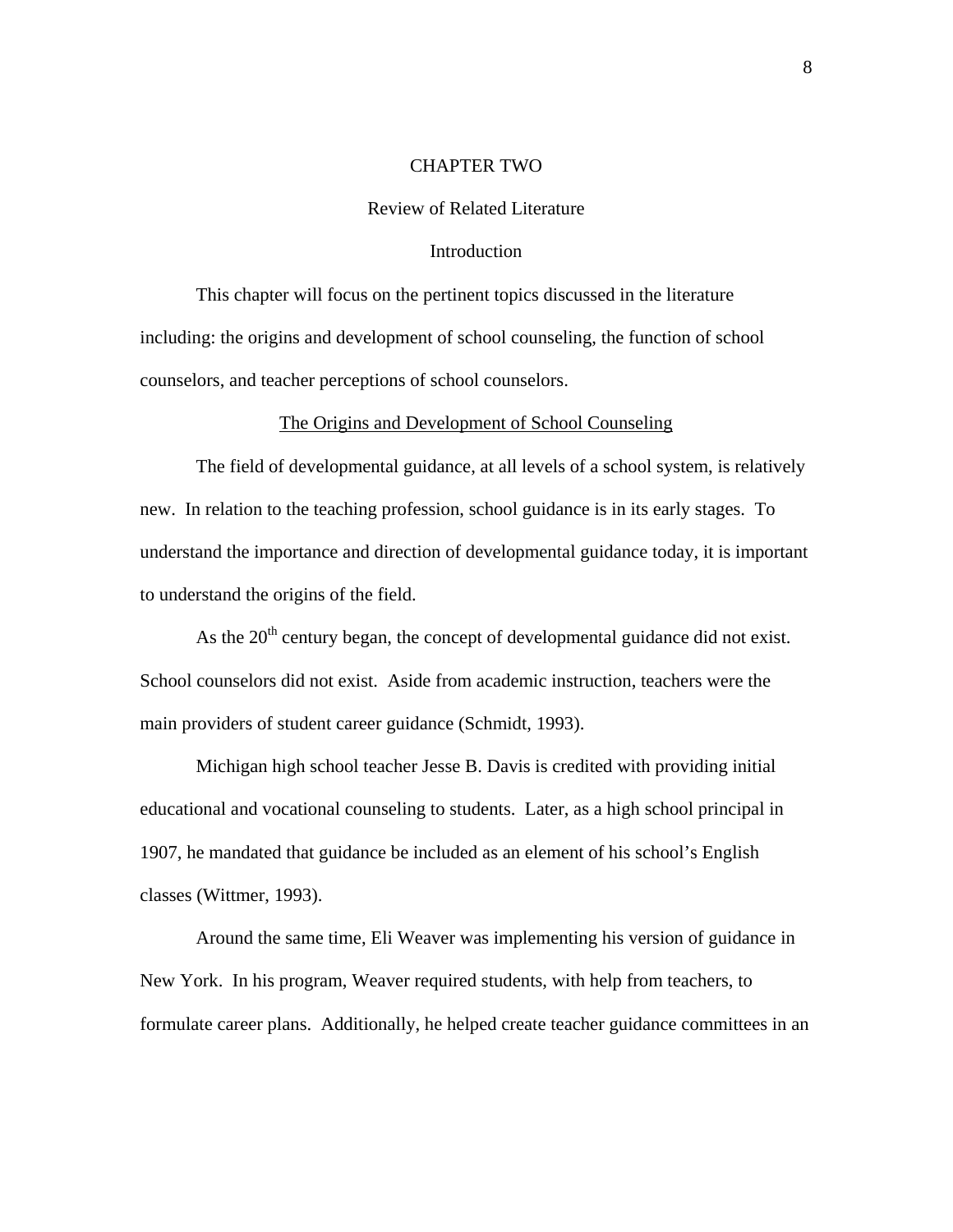# CHAPTER TWO

## Review of Related Literature

### Introduction

This chapter will focus on the pertinent topics discussed in the literature including: the origins and development of school counseling, the function of school counselors, and teacher perceptions of school counselors.

### The Origins and Development of School Counseling

The field of developmental guidance, at all levels of a school system, is relatively new. In relation to the teaching profession, school guidance is in its early stages. To understand the importance and direction of developmental guidance today, it is important to understand the origins of the field.

As the 20th century began, the concept of developmental guidance did not exist. School counselors did not exist. Aside from academic instruction, teachers were the main providers of student career guidance (Schmidt, 1993).

Michigan high school teacher Jesse B. Davis is credited with providing initial educational and vocational counseling to students. Later, as a high school principal in 1907, he mandated that guidance be included as an element of his school's English classes (Wittmer, 1993).

Around the same time, Eli Weaver was implementing his version of guidance in New York. In his program, Weaver required students, with help from teachers, to formulate career plans. Additionally, he helped create teacher guidance committees in an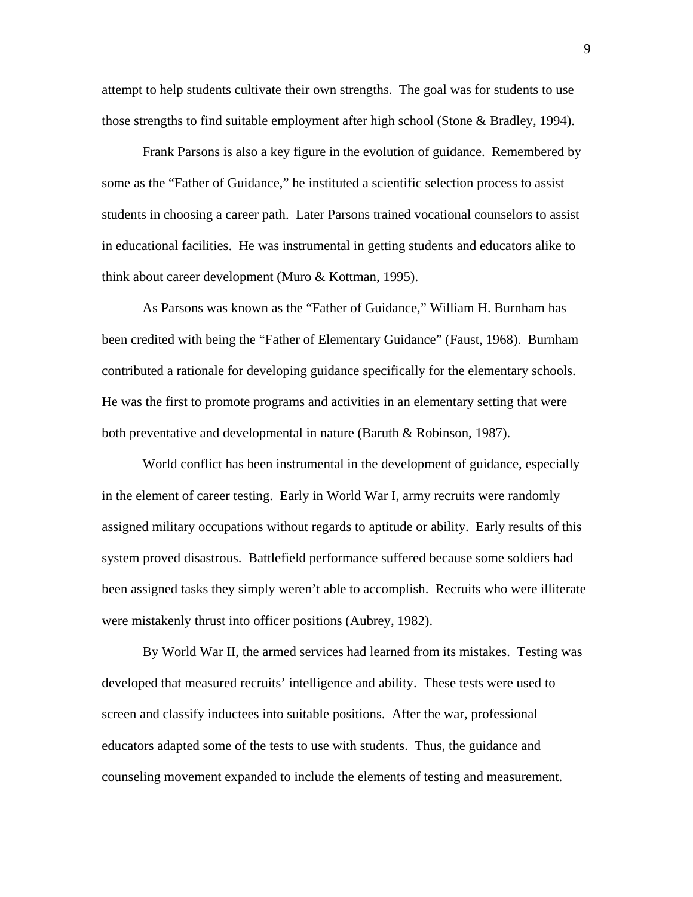attempt to help students cultivate their own strengths. The goal was for students to use those strengths to find suitable employment after high school (Stone & Bradley, 1994).

Frank Parsons is also a key figure in the evolution of guidance. Remembered by some as the "Father of Guidance," he instituted a scientific selection process to assist students in choosing a career path. Later Parsons trained vocational counselors to assist in educational facilities. He was instrumental in getting students and educators alike to think about career development (Muro & Kottman, 1995).

As Parsons was known as the "Father of Guidance," William H. Burnham has been credited with being the "Father of Elementary Guidance" (Faust, 1968). Burnham contributed a rationale for developing guidance specifically for the elementary schools. He was the first to promote programs and activities in an elementary setting that were both preventative and developmental in nature (Baruth & Robinson, 1987).

World conflict has been instrumental in the development of guidance, especially in the element of career testing. Early in World War I, army recruits were randomly assigned military occupations without regards to aptitude or ability. Early results of this system proved disastrous. Battlefield performance suffered because some soldiers had been assigned tasks they simply weren't able to accomplish. Recruits who were illiterate were mistakenly thrust into officer positions (Aubrey, 1982).

By World War II, the armed services had learned from its mistakes. Testing was developed that measured recruits' intelligence and ability. These tests were used to screen and classify inductees into suitable positions. After the war, professional educators adapted some of the tests to use with students. Thus, the guidance and counseling movement expanded to include the elements of testing and measurement.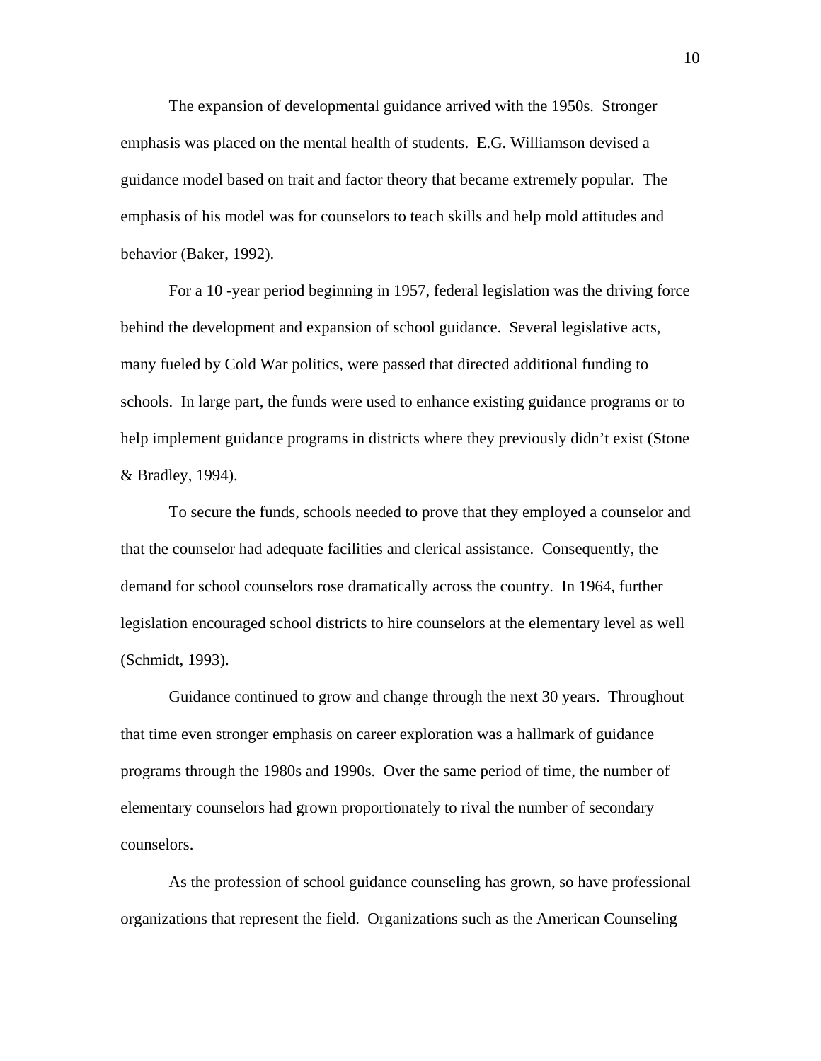The expansion of developmental guidance arrived with the 1950s. Stronger emphasis was placed on the mental health of students. E.G. Williamson devised a guidance model based on trait and factor theory that became extremely popular. The emphasis of his model was for counselors to teach skills and help mold attitudes and behavior (Baker, 1992).

For a 10 -year period beginning in 1957, federal legislation was the driving force behind the development and expansion of school guidance. Several legislative acts, many fueled by Cold War politics, were passed that directed additional funding to schools. In large part, the funds were used to enhance existing guidance programs or to help implement guidance programs in districts where they previously didn't exist (Stone & Bradley, 1994).

To secure the funds, schools needed to prove that they employed a counselor and that the counselor had adequate facilities and clerical assistance. Consequently, the demand for school counselors rose dramatically across the country. In 1964, further legislation encouraged school districts to hire counselors at the elementary level as well (Schmidt, 1993).

Guidance continued to grow and change through the next 30 years. Throughout that time even stronger emphasis on career exploration was a hallmark of guidance programs through the 1980s and 1990s. Over the same period of time, the number of elementary counselors had grown proportionately to rival the number of secondary counselors.

As the profession of school guidance counseling has grown, so have professional organizations that represent the field. Organizations such as the American Counseling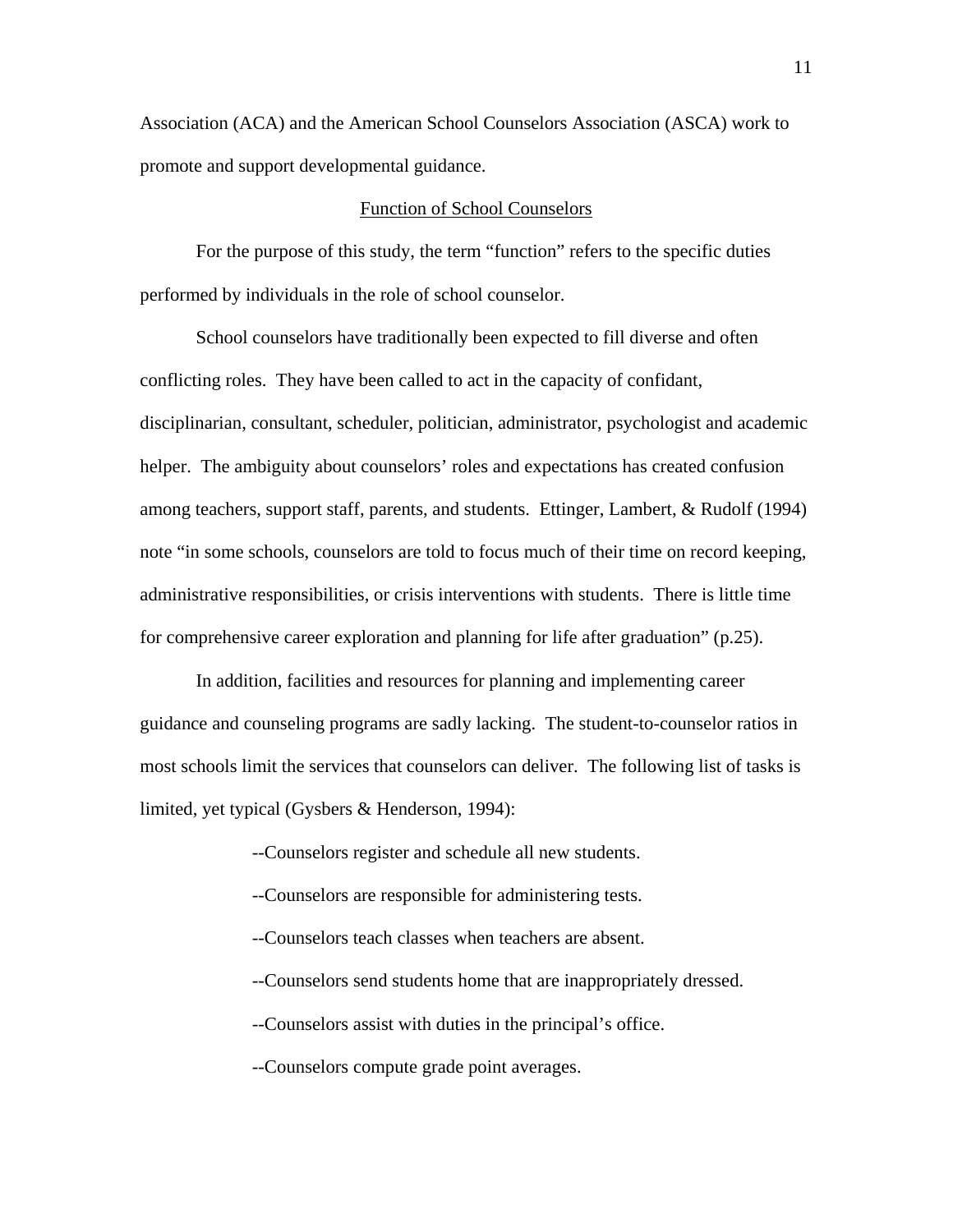Association (ACA) and the American School Counselors Association (ASCA) work to promote and support developmental guidance.

## Function of School Counselors

For the purpose of this study, the term "function" refers to the specific duties performed by individuals in the role of school counselor.

School counselors have traditionally been expected to fill diverse and often conflicting roles. They have been called to act in the capacity of confidant, disciplinarian, consultant, scheduler, politician, administrator, psychologist and academic helper. The ambiguity about counselors' roles and expectations has created confusion among teachers, support staff, parents, and students. Ettinger, Lambert, & Rudolf (1994) note "in some schools, counselors are told to focus much of their time on record keeping, administrative responsibilities, or crisis interventions with students. There is little time for comprehensive career exploration and planning for life after graduation" (p.25).

In addition, facilities and resources for planning and implementing career guidance and counseling programs are sadly lacking. The student-to-counselor ratios in most schools limit the services that counselors can deliver. The following list of tasks is limited, yet typical (Gysbers & Henderson, 1994):

--Counselors register and schedule all new students.

--Counselors are responsible for administering tests.

--Counselors teach classes when teachers are absent.

--Counselors send students home that are inappropriately dressed.

--Counselors assist with duties in the principal's office.

--Counselors compute grade point averages.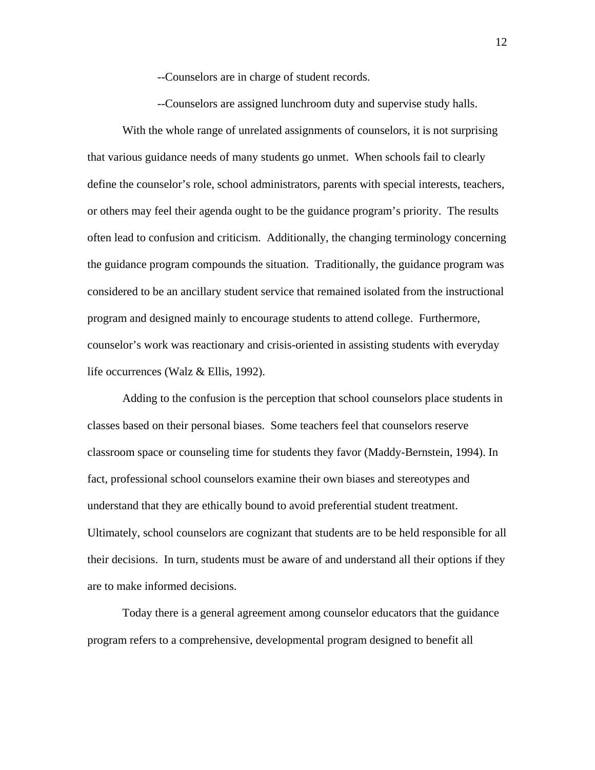--Counselors are in charge of student records.

--Counselors are assigned lunchroom duty and supervise study halls.

With the whole range of unrelated assignments of counselors, it is not surprising that various guidance needs of many students go unmet. When schools fail to clearly define the counselor's role, school administrators, parents with special interests, teachers, or others may feel their agenda ought to be the guidance program's priority. The results often lead to confusion and criticism. Additionally, the changing terminology concerning the guidance program compounds the situation. Traditionally, the guidance program was considered to be an ancillary student service that remained isolated from the instructional program and designed mainly to encourage students to attend college. Furthermore, counselor's work was reactionary and crisis-oriented in assisting students with everyday life occurrences (Walz & Ellis, 1992).

Adding to the confusion is the perception that school counselors place students in classes based on their personal biases. Some teachers feel that counselors reserve classroom space or counseling time for students they favor (Maddy-Bernstein, 1994). In fact, professional school counselors examine their own biases and stereotypes and understand that they are ethically bound to avoid preferential student treatment. Ultimately, school counselors are cognizant that students are to be held responsible for all their decisions. In turn, students must be aware of and understand all their options if they are to make informed decisions.

Today there is a general agreement among counselor educators that the guidance program refers to a comprehensive, developmental program designed to benefit all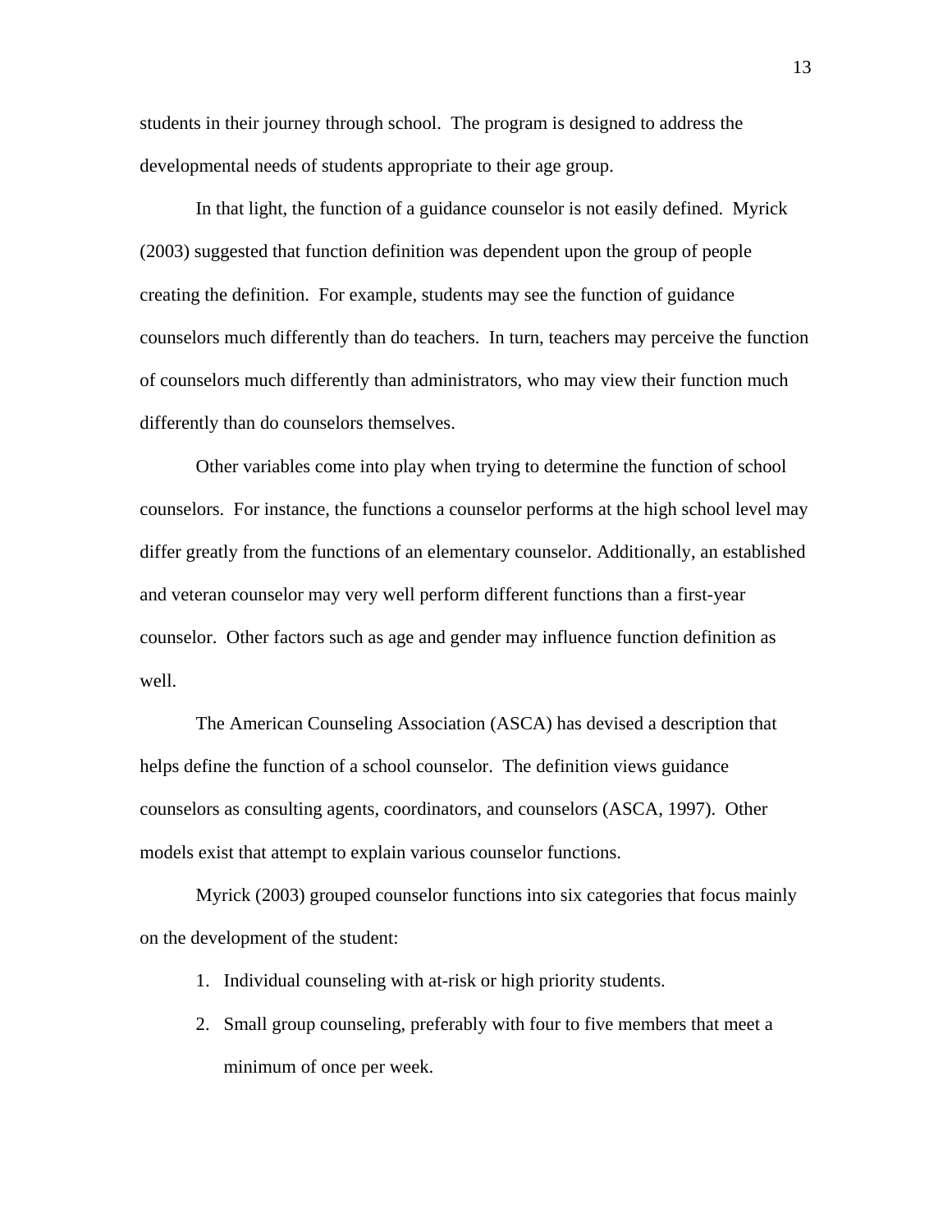students in their journey through school. The program is designed to address the developmental needs of students appropriate to their age group.

In that light, the function of a guidance counselor is not easily defined. Myrick (2003) suggested that function definition was dependent upon the group of people creating the definition. For example, students may see the function of guidance counselors much differently than do teachers. In turn, teachers may perceive the function of counselors much differently than administrators, who may view their function much differently than do counselors themselves.

Other variables come into play when trying to determine the function of school counselors. For instance, the functions a counselor performs at the high school level may differ greatly from the functions of an elementary counselor. Additionally, an established and veteran counselor may very well perform different functions than a first-year counselor. Other factors such as age and gender may influence function definition as well.

The American Counseling Association (ASCA) has devised a description that helps define the function of a school counselor. The definition views guidance counselors as consulting agents, coordinators, and counselors (ASCA, 1997). Other models exist that attempt to explain various counselor functions.

Myrick (2003) grouped counselor functions into six categories that focus mainly on the development of the student:

1. Individual counseling with at-risk or high priority students.
2. Small group counseling, preferably with four to five members that meet a minimum of once per week.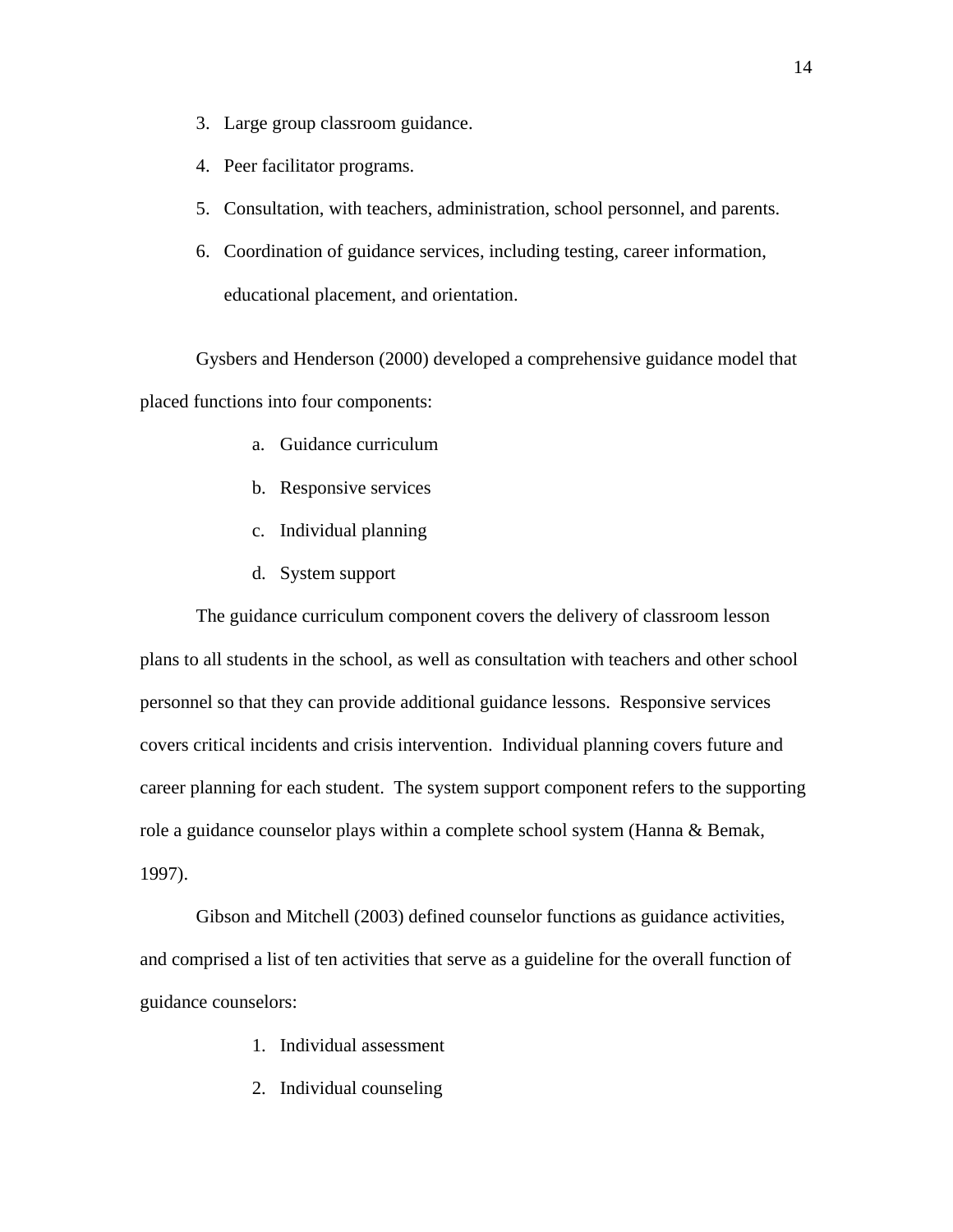3. Large group classroom guidance.
4. Peer facilitator programs.
5. Consultation, with teachers, administration, school personnel, and parents.
6. Coordination of guidance services, including testing, career information, educational placement, and orientation.

Gysbers and Henderson (2000) developed a comprehensive guidance model that placed functions into four components:

a. Guidance curriculum
b. Responsive services
c. Individual planning
d. System support

The guidance curriculum component covers the delivery of classroom lesson plans to all students in the school, as well as consultation with teachers and other school personnel so that they can provide additional guidance lessons. Responsive services covers critical incidents and crisis intervention. Individual planning covers future and career planning for each student. The system support component refers to the supporting role a guidance counselor plays within a complete school system (Hanna & Bemak, 1997).

Gibson and Mitchell (2003) defined counselor functions as guidance activities, and comprised a list of ten activities that serve as a guideline for the overall function of guidance counselors:

1. Individual assessment
2. Individual counseling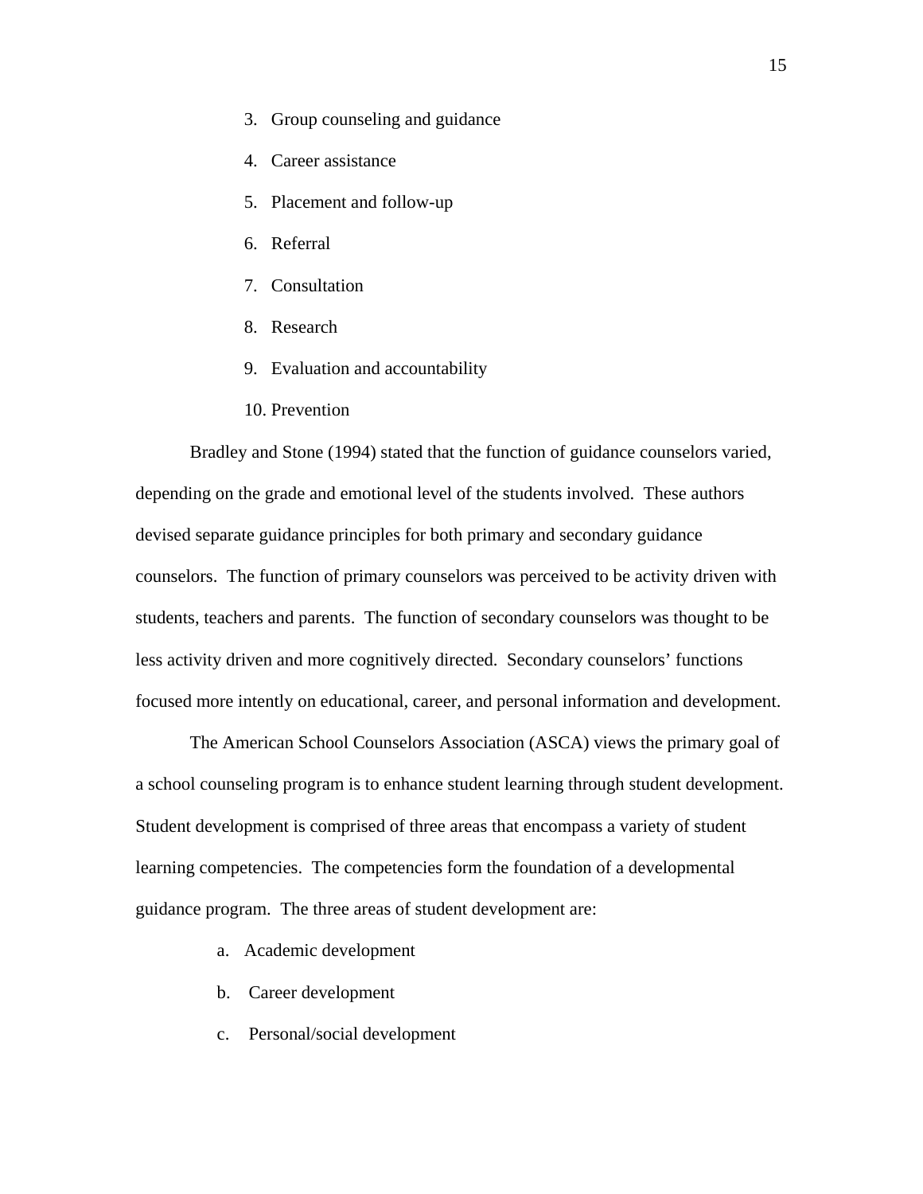3. Group counseling and guidance
4. Career assistance
5. Placement and follow-up
6. Referral
7. Consultation
8. Research
9. Evaluation and accountability
10. Prevention

Bradley and Stone (1994) stated that the function of guidance counselors varied, depending on the grade and emotional level of the students involved. These authors devised separate guidance principles for both primary and secondary guidance counselors. The function of primary counselors was perceived to be activity driven with students, teachers and parents. The function of secondary counselors was thought to be less activity driven and more cognitively directed. Secondary counselors' functions focused more intently on educational, career, and personal information and development.

The American School Counselors Association (ASCA) views the primary goal of a school counseling program is to enhance student learning through student development. Student development is comprised of three areas that encompass a variety of student learning competencies. The competencies form the foundation of a developmental guidance program. The three areas of student development are:

a. Academic development
b. Career development
c. Personal/social development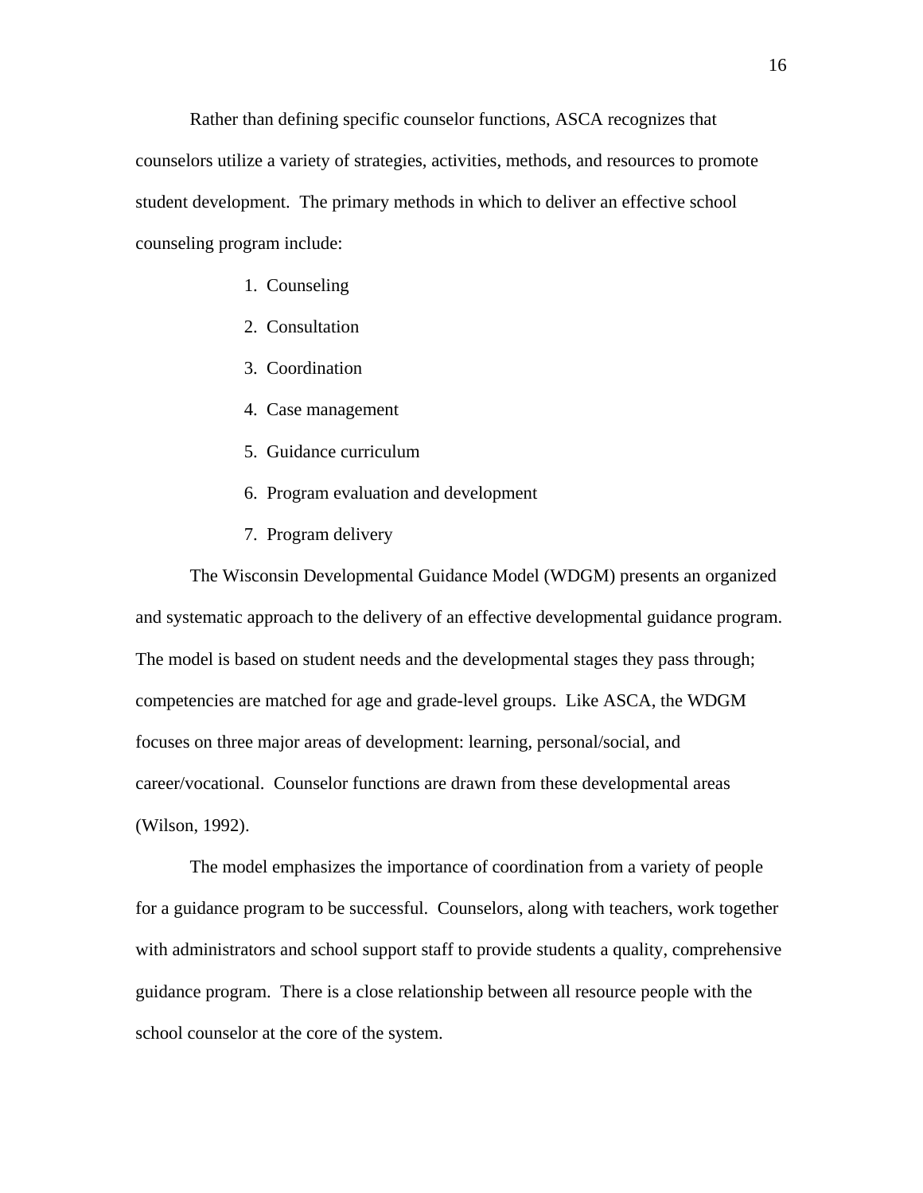Rather than defining specific counselor functions, ASCA recognizes that counselors utilize a variety of strategies, activities, methods, and resources to promote student development. The primary methods in which to deliver an effective school counseling program include:

1. Counseling
2. Consultation
3. Coordination
4. Case management
5. Guidance curriculum
6. Program evaluation and development
7. Program delivery

The Wisconsin Developmental Guidance Model (WDGM) presents an organized and systematic approach to the delivery of an effective developmental guidance program. The model is based on student needs and the developmental stages they pass through; competencies are matched for age and grade-level groups. Like ASCA, the WDGM focuses on three major areas of development: learning, personal/social, and career/vocational. Counselor functions are drawn from these developmental areas (Wilson, 1992).

The model emphasizes the importance of coordination from a variety of people for a guidance program to be successful. Counselors, along with teachers, work together with administrators and school support staff to provide students a quality, comprehensive guidance program. There is a close relationship between all resource people with the school counselor at the core of the system.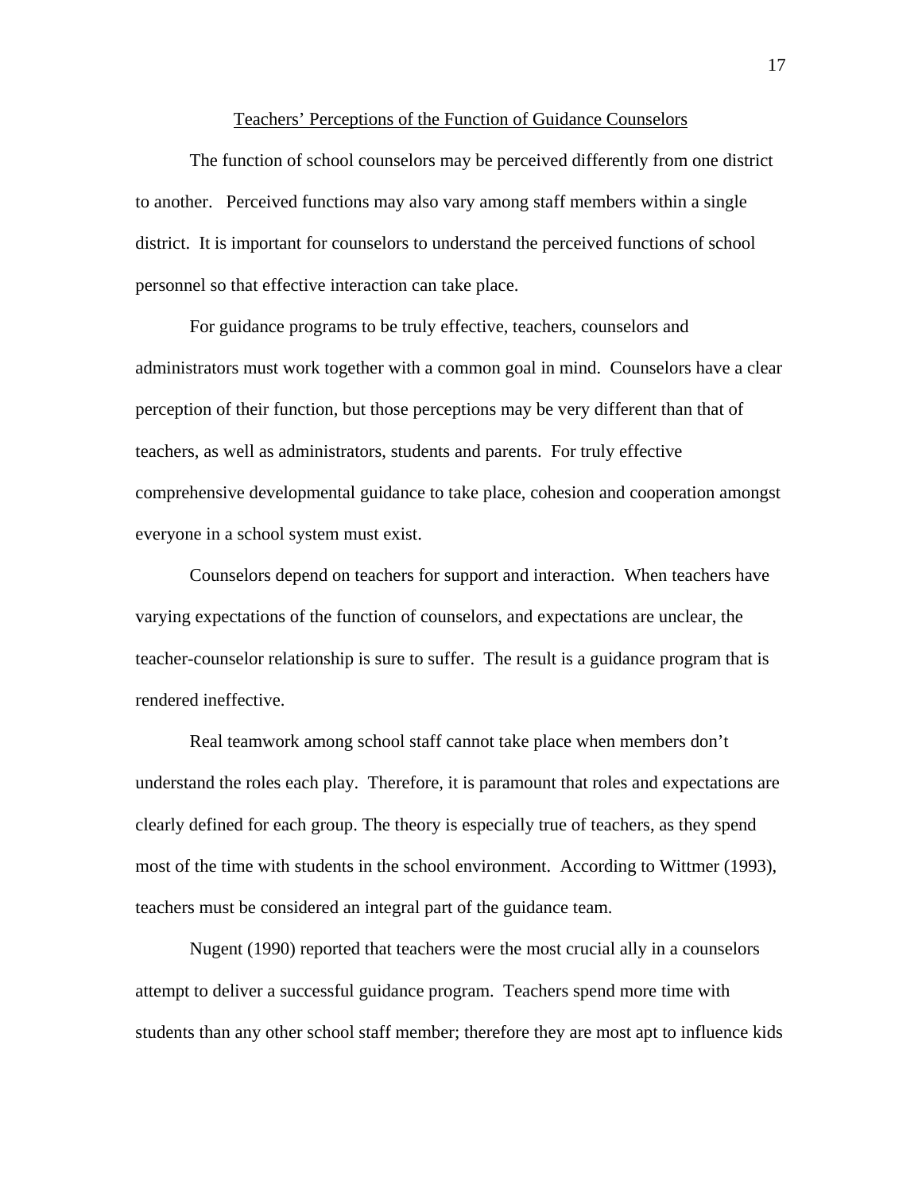## Teachers' Perceptions of the Function of Guidance Counselors

The function of school counselors may be perceived differently from one district to another. Perceived functions may also vary among staff members within a single district. It is important for counselors to understand the perceived functions of school personnel so that effective interaction can take place.

For guidance programs to be truly effective, teachers, counselors and administrators must work together with a common goal in mind. Counselors have a clear perception of their function, but those perceptions may be very different than that of teachers, as well as administrators, students and parents. For truly effective comprehensive developmental guidance to take place, cohesion and cooperation amongst everyone in a school system must exist.

Counselors depend on teachers for support and interaction. When teachers have varying expectations of the function of counselors, and expectations are unclear, the teacher-counselor relationship is sure to suffer. The result is a guidance program that is rendered ineffective.

Real teamwork among school staff cannot take place when members don't understand the roles each play. Therefore, it is paramount that roles and expectations are clearly defined for each group. The theory is especially true of teachers, as they spend most of the time with students in the school environment. According to Wittmer (1993), teachers must be considered an integral part of the guidance team.

Nugent (1990) reported that teachers were the most crucial ally in a counselors attempt to deliver a successful guidance program. Teachers spend more time with students than any other school staff member; therefore they are most apt to influence kids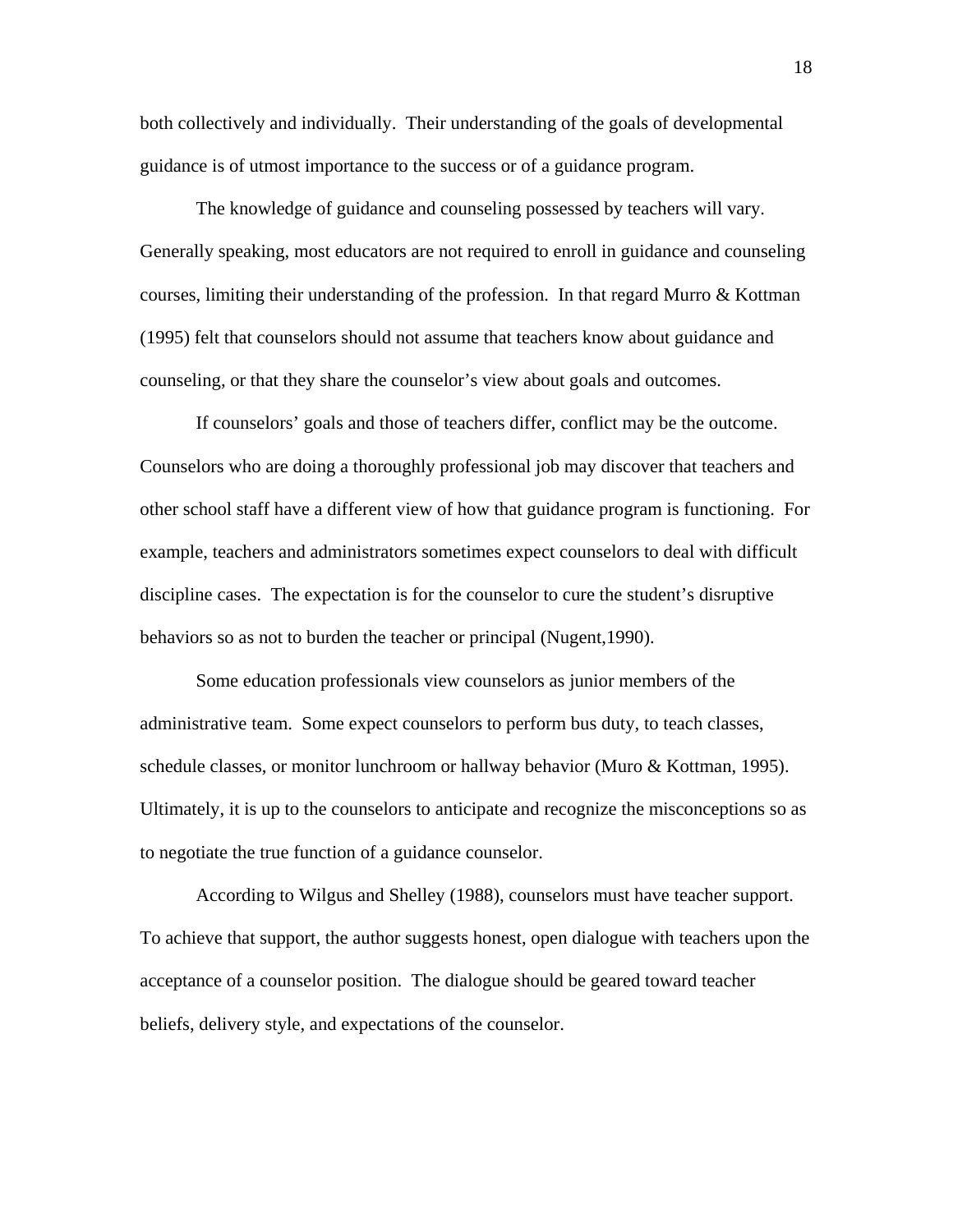both collectively and individually. Their understanding of the goals of developmental guidance is of utmost importance to the success or of a guidance program.

The knowledge of guidance and counseling possessed by teachers will vary. Generally speaking, most educators are not required to enroll in guidance and counseling courses, limiting their understanding of the profession. In that regard Murro & Kottman (1995) felt that counselors should not assume that teachers know about guidance and counseling, or that they share the counselor's view about goals and outcomes.

If counselors' goals and those of teachers differ, conflict may be the outcome. Counselors who are doing a thoroughly professional job may discover that teachers and other school staff have a different view of how that guidance program is functioning. For example, teachers and administrators sometimes expect counselors to deal with difficult discipline cases. The expectation is for the counselor to cure the student's disruptive behaviors so as not to burden the teacher or principal (Nugent,1990).

Some education professionals view counselors as junior members of the administrative team. Some expect counselors to perform bus duty, to teach classes, schedule classes, or monitor lunchroom or hallway behavior (Muro & Kottman, 1995). Ultimately, it is up to the counselors to anticipate and recognize the misconceptions so as to negotiate the true function of a guidance counselor.

According to Wilgus and Shelley (1988), counselors must have teacher support. To achieve that support, the author suggests honest, open dialogue with teachers upon the acceptance of a counselor position. The dialogue should be geared toward teacher beliefs, delivery style, and expectations of the counselor.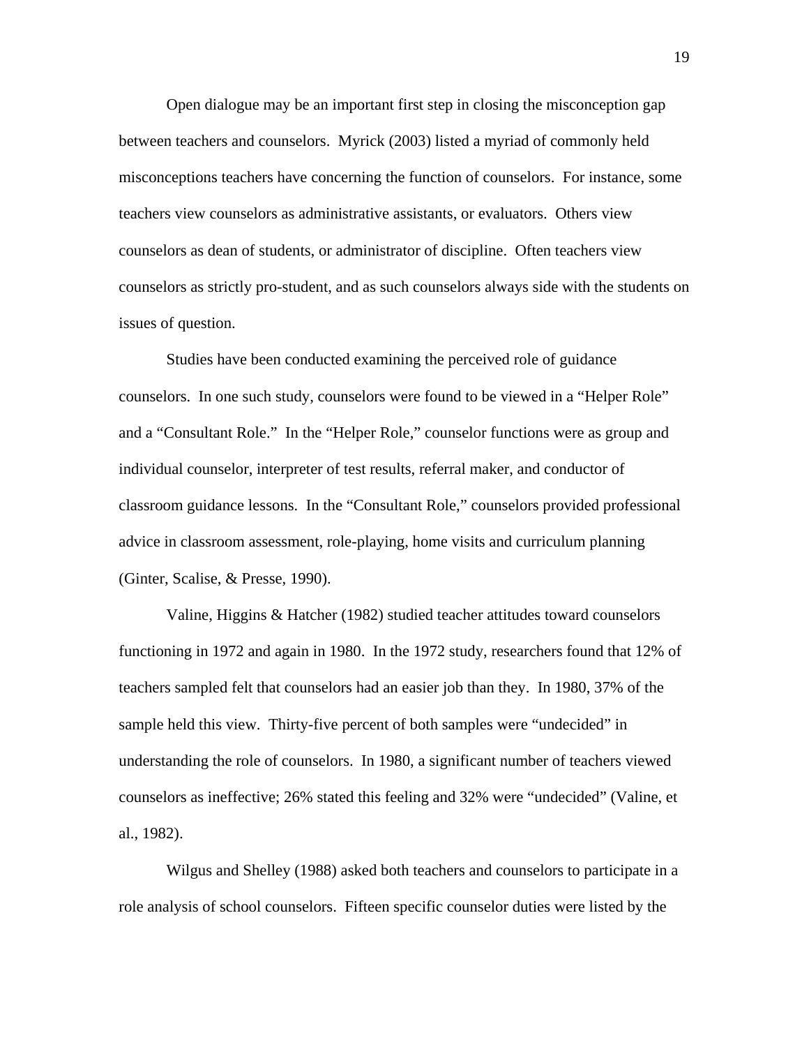Open dialogue may be an important first step in closing the misconception gap between teachers and counselors. Myrick (2003) listed a myriad of commonly held misconceptions teachers have concerning the function of counselors. For instance, some teachers view counselors as administrative assistants, or evaluators. Others view counselors as dean of students, or administrator of discipline. Often teachers view counselors as strictly pro-student, and as such counselors always side with the students on issues of question.

Studies have been conducted examining the perceived role of guidance counselors. In one such study, counselors were found to be viewed in a "Helper Role" and a "Consultant Role." In the "Helper Role," counselor functions were as group and individual counselor, interpreter of test results, referral maker, and conductor of classroom guidance lessons. In the "Consultant Role," counselors provided professional advice in classroom assessment, role-playing, home visits and curriculum planning (Ginter, Scalise, & Presse, 1990).

Valine, Higgins & Hatcher (1982) studied teacher attitudes toward counselors functioning in 1972 and again in 1980. In the 1972 study, researchers found that 12% of teachers sampled felt that counselors had an easier job than they. In 1980, 37% of the sample held this view. Thirty-five percent of both samples were "undecided" in understanding the role of counselors. In 1980, a significant number of teachers viewed counselors as ineffective; 26% stated this feeling and 32% were "undecided" (Valine, et al., 1982).

Wilgus and Shelley (1988) asked both teachers and counselors to participate in a role analysis of school counselors. Fifteen specific counselor duties were listed by the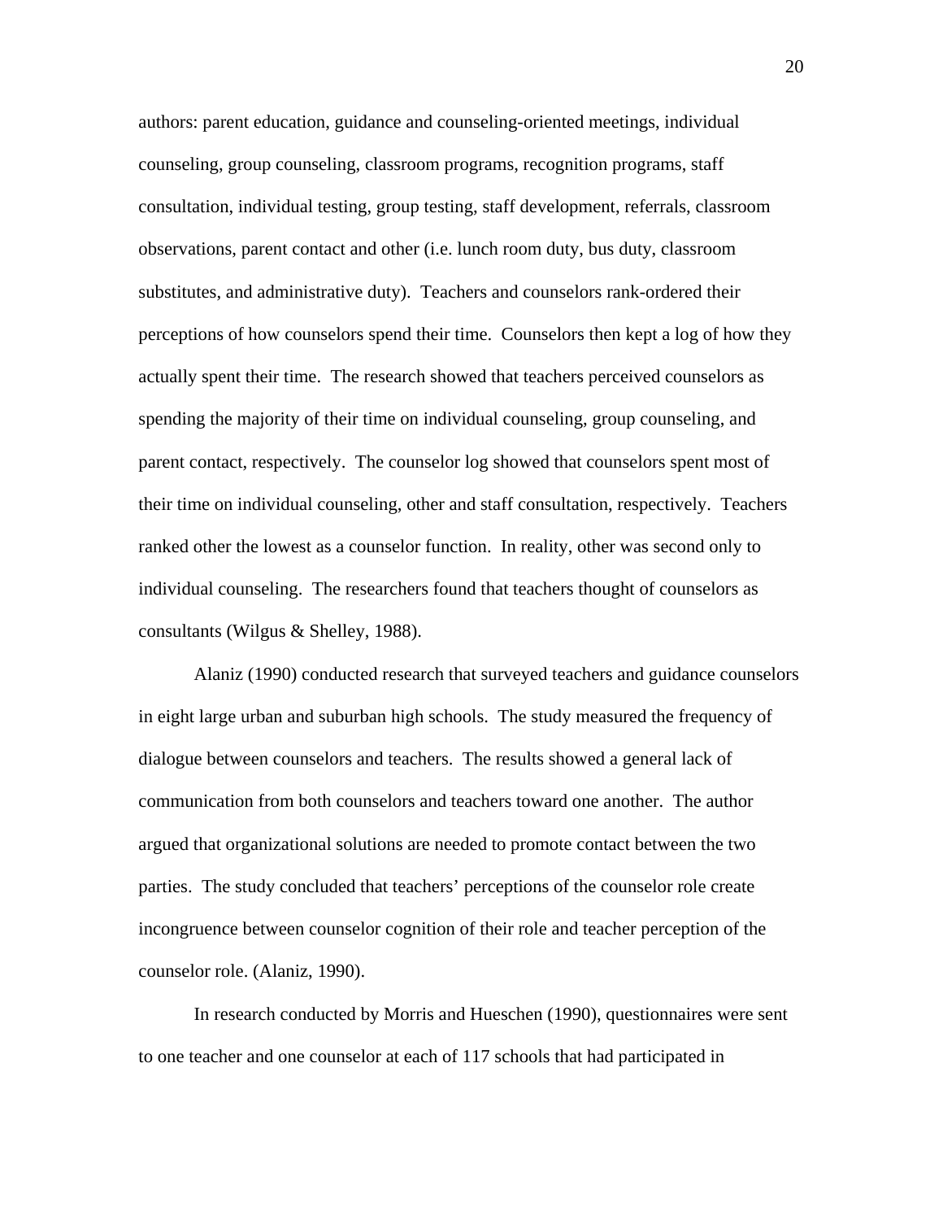authors: parent education, guidance and counseling-oriented meetings, individual counseling, group counseling, classroom programs, recognition programs, staff consultation, individual testing, group testing, staff development, referrals, classroom observations, parent contact and other (i.e. lunch room duty, bus duty, classroom substitutes, and administrative duty). Teachers and counselors rank-ordered their perceptions of how counselors spend their time. Counselors then kept a log of how they actually spent their time. The research showed that teachers perceived counselors as spending the majority of their time on individual counseling, group counseling, and parent contact, respectively. The counselor log showed that counselors spent most of their time on individual counseling, other and staff consultation, respectively. Teachers ranked other the lowest as a counselor function. In reality, other was second only to individual counseling. The researchers found that teachers thought of counselors as consultants (Wilgus & Shelley, 1988).

Alaniz (1990) conducted research that surveyed teachers and guidance counselors in eight large urban and suburban high schools. The study measured the frequency of dialogue between counselors and teachers. The results showed a general lack of communication from both counselors and teachers toward one another. The author argued that organizational solutions are needed to promote contact between the two parties. The study concluded that teachers' perceptions of the counselor role create incongruence between counselor cognition of their role and teacher perception of the counselor role. (Alaniz, 1990).

In research conducted by Morris and Hueschen (1990), questionnaires were sent to one teacher and one counselor at each of 117 schools that had participated in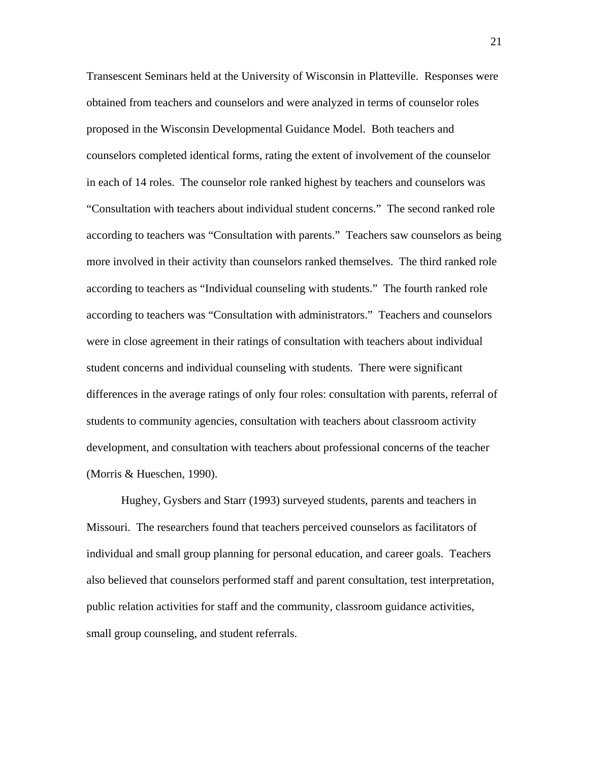Transescent Seminars held at the University of Wisconsin in Platteville. Responses were obtained from teachers and counselors and were analyzed in terms of counselor roles proposed in the Wisconsin Developmental Guidance Model. Both teachers and counselors completed identical forms, rating the extent of involvement of the counselor in each of 14 roles. The counselor role ranked highest by teachers and counselors was "Consultation with teachers about individual student concerns." The second ranked role according to teachers was "Consultation with parents." Teachers saw counselors as being more involved in their activity than counselors ranked themselves. The third ranked role according to teachers as "Individual counseling with students." The fourth ranked role according to teachers was "Consultation with administrators." Teachers and counselors were in close agreement in their ratings of consultation with teachers about individual student concerns and individual counseling with students. There were significant differences in the average ratings of only four roles: consultation with parents, referral of students to community agencies, consultation with teachers about classroom activity development, and consultation with teachers about professional concerns of the teacher (Morris & Hueschen, 1990).

Hughey, Gysbers and Starr (1993) surveyed students, parents and teachers in Missouri. The researchers found that teachers perceived counselors as facilitators of individual and small group planning for personal education, and career goals. Teachers also believed that counselors performed staff and parent consultation, test interpretation, public relation activities for staff and the community, classroom guidance activities, small group counseling, and student referrals.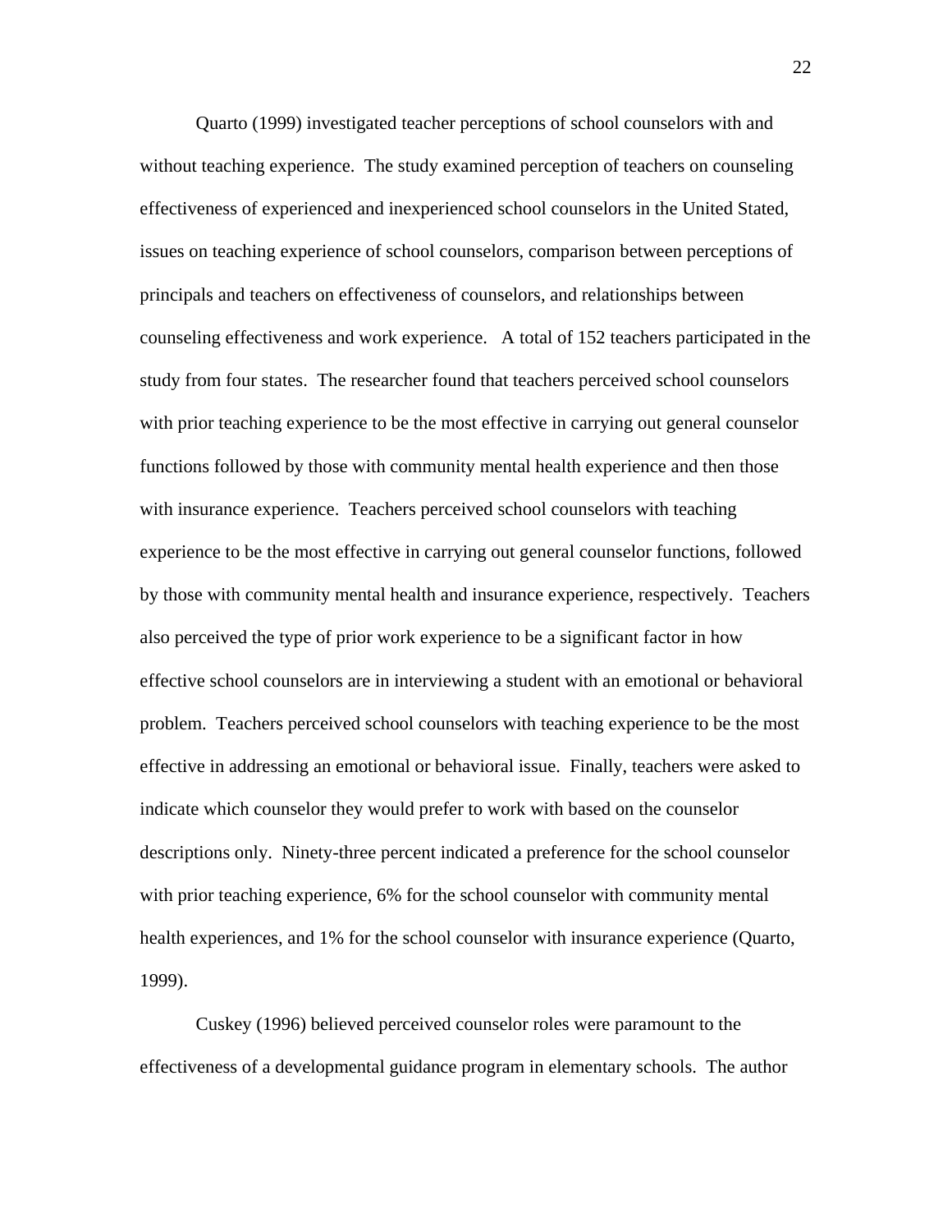Quarto (1999) investigated teacher perceptions of school counselors with and without teaching experience. The study examined perception of teachers on counseling effectiveness of experienced and inexperienced school counselors in the United Stated, issues on teaching experience of school counselors, comparison between perceptions of principals and teachers on effectiveness of counselors, and relationships between counseling effectiveness and work experience. A total of 152 teachers participated in the study from four states. The researcher found that teachers perceived school counselors with prior teaching experience to be the most effective in carrying out general counselor functions followed by those with community mental health experience and then those with insurance experience. Teachers perceived school counselors with teaching experience to be the most effective in carrying out general counselor functions, followed by those with community mental health and insurance experience, respectively. Teachers also perceived the type of prior work experience to be a significant factor in how effective school counselors are in interviewing a student with an emotional or behavioral problem. Teachers perceived school counselors with teaching experience to be the most effective in addressing an emotional or behavioral issue. Finally, teachers were asked to indicate which counselor they would prefer to work with based on the counselor descriptions only. Ninety-three percent indicated a preference for the school counselor with prior teaching experience, 6% for the school counselor with community mental health experiences, and 1% for the school counselor with insurance experience (Quarto, 1999).

Cuskey (1996) believed perceived counselor roles were paramount to the effectiveness of a developmental guidance program in elementary schools. The author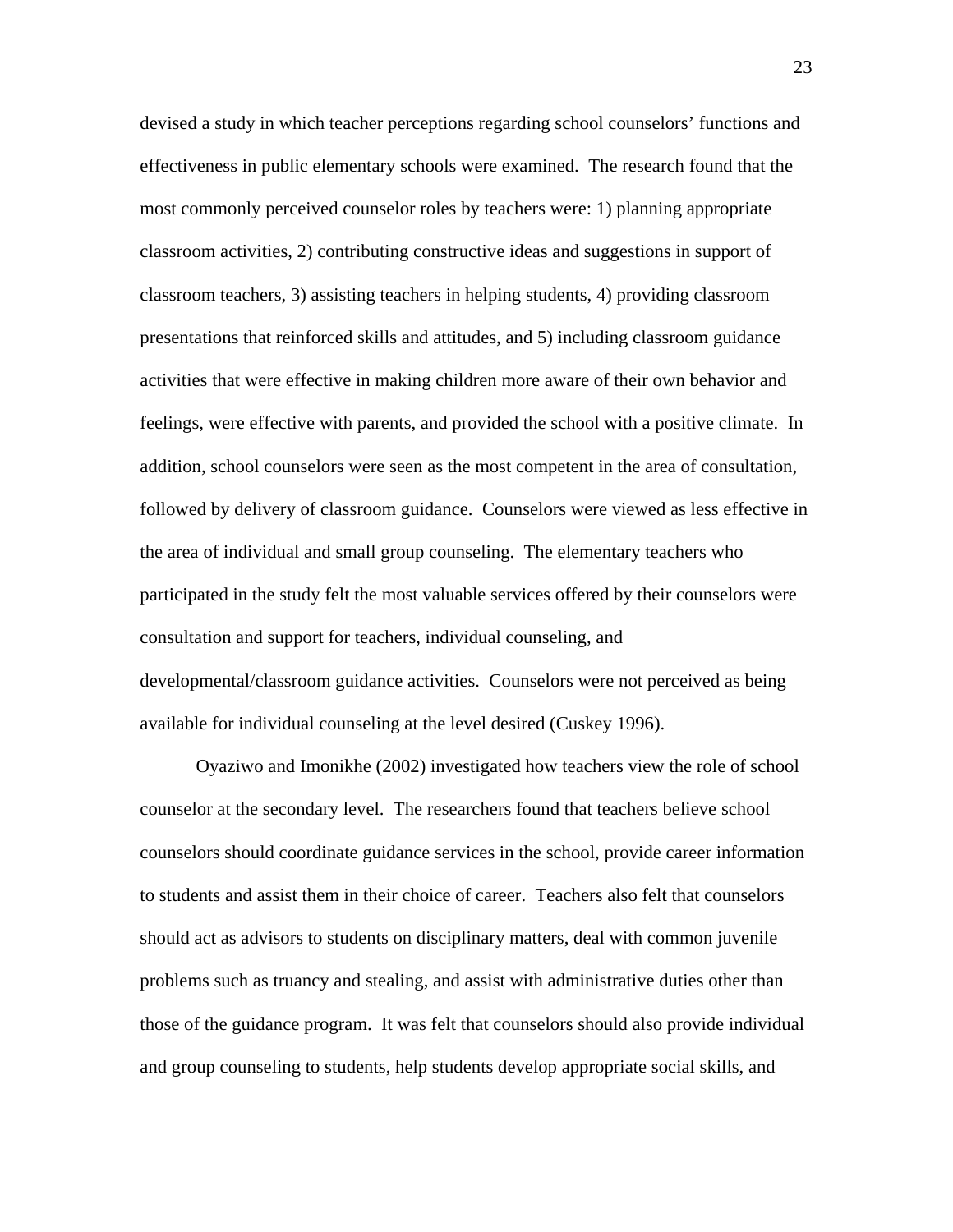devised a study in which teacher perceptions regarding school counselors' functions and effectiveness in public elementary schools were examined. The research found that the most commonly perceived counselor roles by teachers were: 1) planning appropriate classroom activities, 2) contributing constructive ideas and suggestions in support of classroom teachers, 3) assisting teachers in helping students, 4) providing classroom presentations that reinforced skills and attitudes, and 5) including classroom guidance activities that were effective in making children more aware of their own behavior and feelings, were effective with parents, and provided the school with a positive climate. In addition, school counselors were seen as the most competent in the area of consultation, followed by delivery of classroom guidance. Counselors were viewed as less effective in the area of individual and small group counseling. The elementary teachers who participated in the study felt the most valuable services offered by their counselors were consultation and support for teachers, individual counseling, and developmental/classroom guidance activities. Counselors were not perceived as being available for individual counseling at the level desired (Cuskey 1996).

Oyaziwo and Imonikhe (2002) investigated how teachers view the role of school counselor at the secondary level. The researchers found that teachers believe school counselors should coordinate guidance services in the school, provide career information to students and assist them in their choice of career. Teachers also felt that counselors should act as advisors to students on disciplinary matters, deal with common juvenile problems such as truancy and stealing, and assist with administrative duties other than those of the guidance program. It was felt that counselors should also provide individual and group counseling to students, help students develop appropriate social skills, and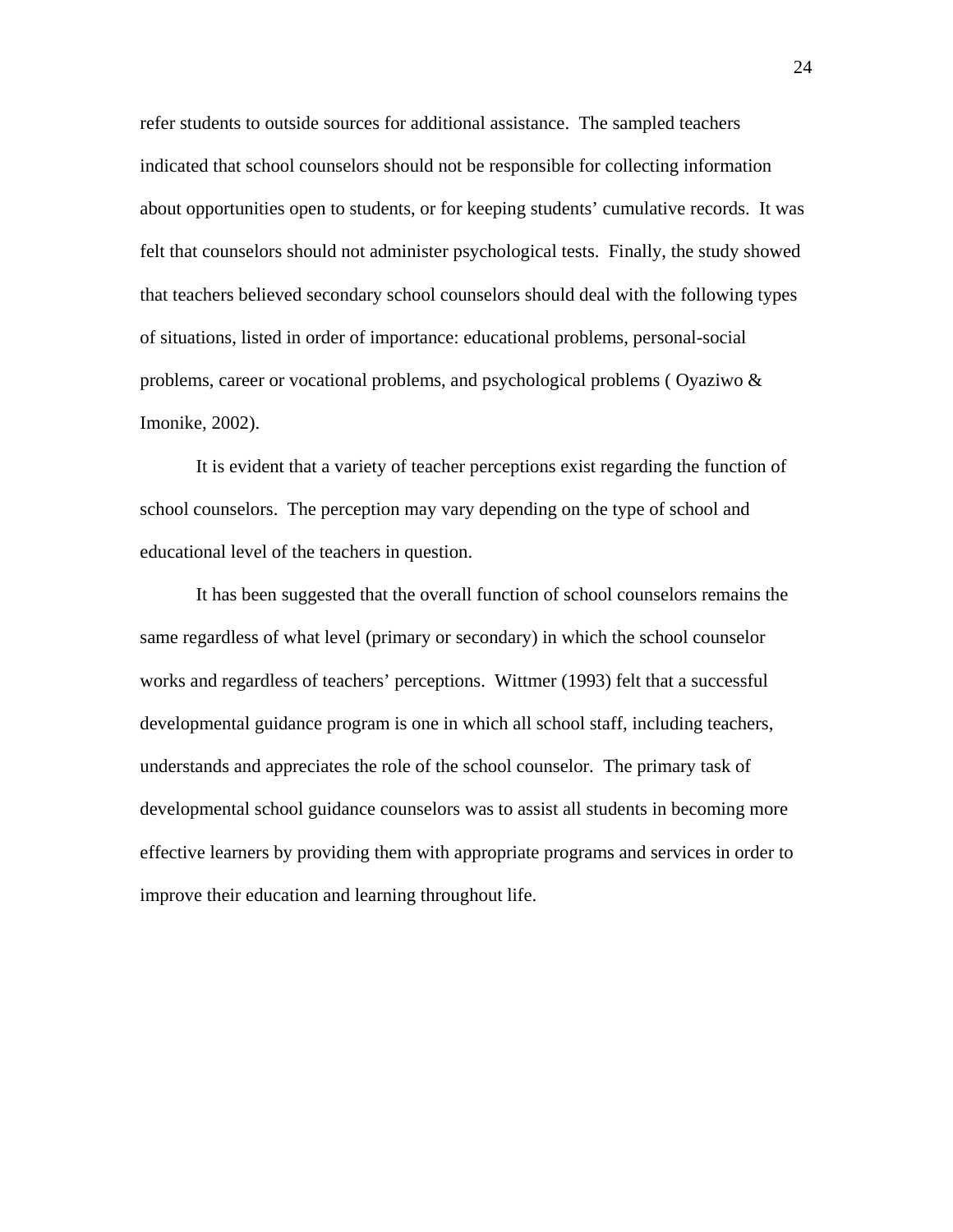refer students to outside sources for additional assistance. The sampled teachers indicated that school counselors should not be responsible for collecting information about opportunities open to students, or for keeping students' cumulative records. It was felt that counselors should not administer psychological tests. Finally, the study showed that teachers believed secondary school counselors should deal with the following types of situations, listed in order of importance: educational problems, personal-social problems, career or vocational problems, and psychological problems ( Oyaziwo & Imonike, 2002).

It is evident that a variety of teacher perceptions exist regarding the function of school counselors. The perception may vary depending on the type of school and educational level of the teachers in question.

It has been suggested that the overall function of school counselors remains the same regardless of what level (primary or secondary) in which the school counselor works and regardless of teachers' perceptions. Wittmer (1993) felt that a successful developmental guidance program is one in which all school staff, including teachers, understands and appreciates the role of the school counselor. The primary task of developmental school guidance counselors was to assist all students in becoming more effective learners by providing them with appropriate programs and services in order to improve their education and learning throughout life.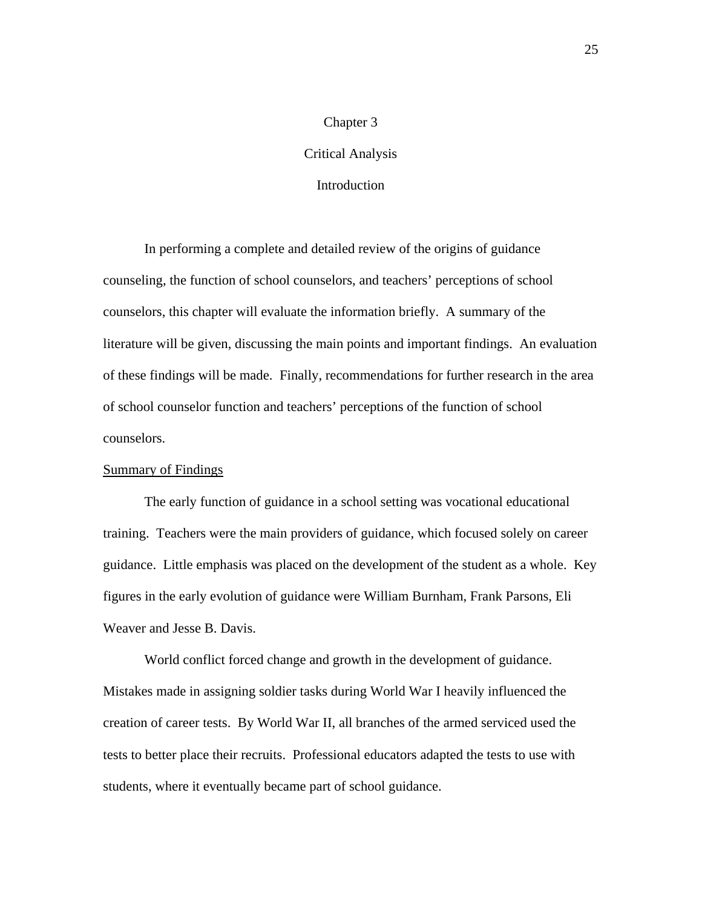# Chapter 3

# Critical Analysis

## Introduction

In performing a complete and detailed review of the origins of guidance counseling, the function of school counselors, and teachers' perceptions of school counselors, this chapter will evaluate the information briefly. A summary of the literature will be given, discussing the main points and important findings. An evaluation of these findings will be made. Finally, recommendations for further research in the area of school counselor function and teachers' perceptions of the function of school counselors.

### Summary of Findings

The early function of guidance in a school setting was vocational educational training. Teachers were the main providers of guidance, which focused solely on career guidance. Little emphasis was placed on the development of the student as a whole. Key figures in the early evolution of guidance were William Burnham, Frank Parsons, Eli Weaver and Jesse B. Davis.

World conflict forced change and growth in the development of guidance. Mistakes made in assigning soldier tasks during World War I heavily influenced the creation of career tests. By World War II, all branches of the armed serviced used the tests to better place their recruits. Professional educators adapted the tests to use with students, where it eventually became part of school guidance.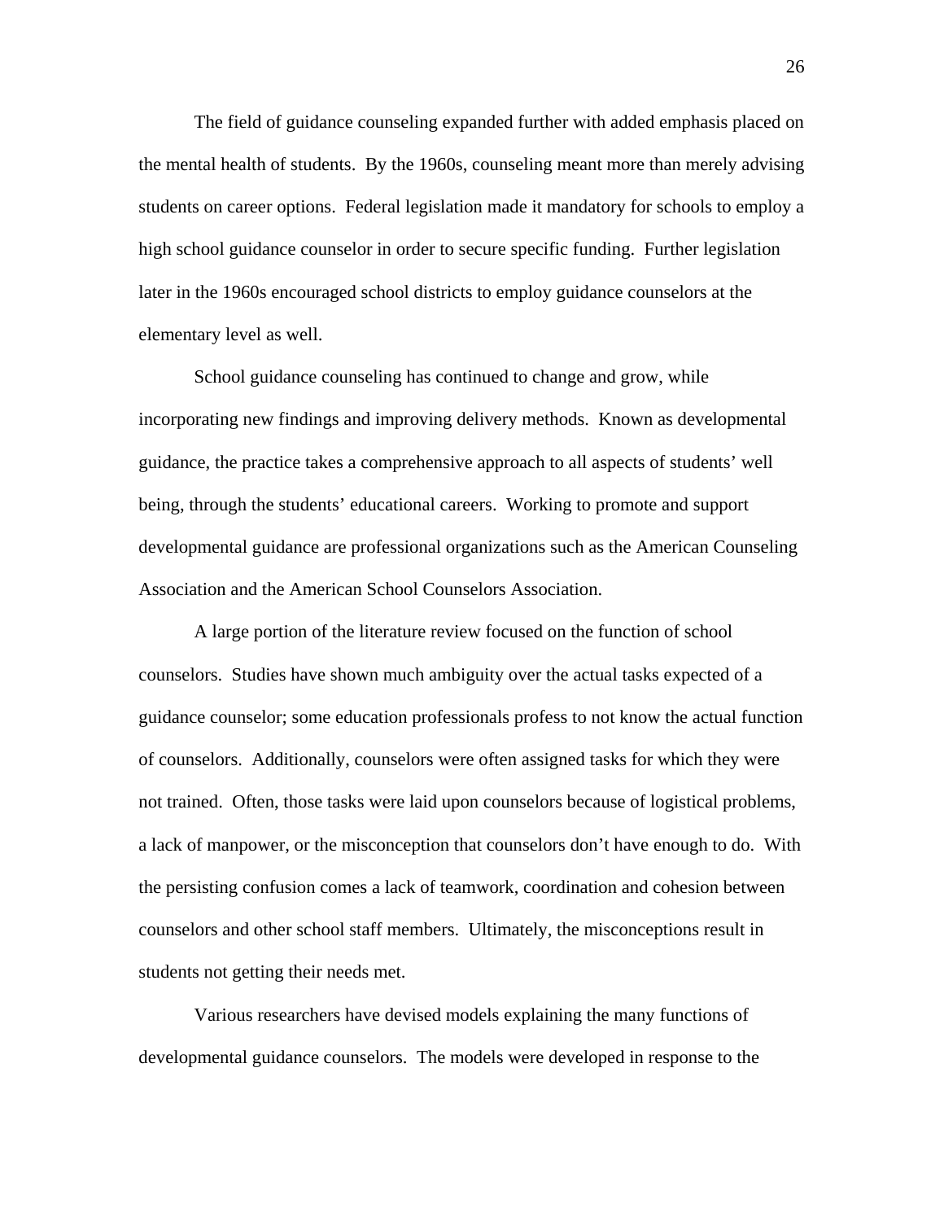The field of guidance counseling expanded further with added emphasis placed on the mental health of students. By the 1960s, counseling meant more than merely advising students on career options. Federal legislation made it mandatory for schools to employ a high school guidance counselor in order to secure specific funding. Further legislation later in the 1960s encouraged school districts to employ guidance counselors at the elementary level as well.

School guidance counseling has continued to change and grow, while incorporating new findings and improving delivery methods. Known as developmental guidance, the practice takes a comprehensive approach to all aspects of students' well being, through the students' educational careers. Working to promote and support developmental guidance are professional organizations such as the American Counseling Association and the American School Counselors Association.

A large portion of the literature review focused on the function of school counselors. Studies have shown much ambiguity over the actual tasks expected of a guidance counselor; some education professionals profess to not know the actual function of counselors. Additionally, counselors were often assigned tasks for which they were not trained. Often, those tasks were laid upon counselors because of logistical problems, a lack of manpower, or the misconception that counselors don't have enough to do. With the persisting confusion comes a lack of teamwork, coordination and cohesion between counselors and other school staff members. Ultimately, the misconceptions result in students not getting their needs met.

Various researchers have devised models explaining the many functions of developmental guidance counselors. The models were developed in response to the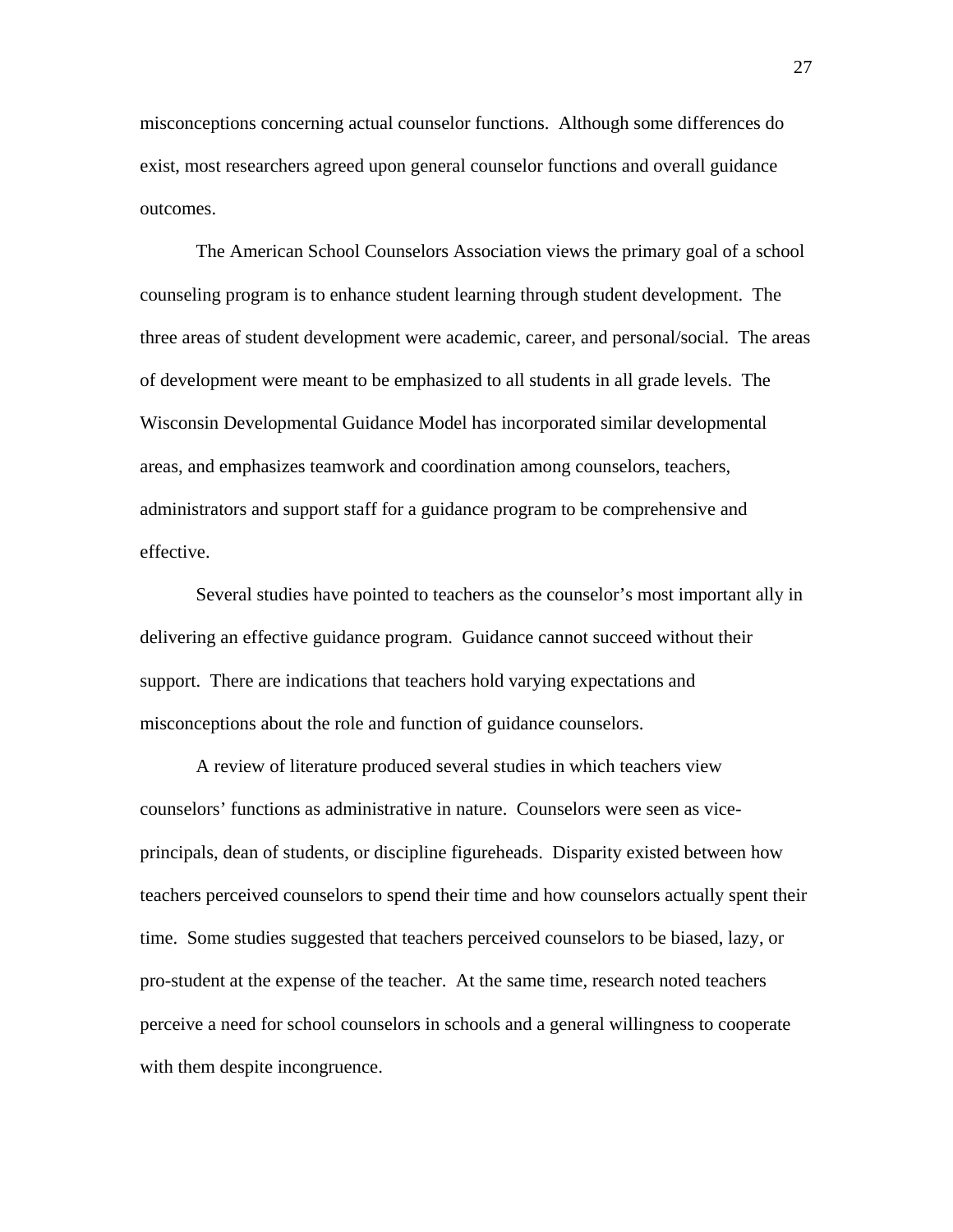misconceptions concerning actual counselor functions. Although some differences do exist, most researchers agreed upon general counselor functions and overall guidance outcomes.

The American School Counselors Association views the primary goal of a school counseling program is to enhance student learning through student development. The three areas of student development were academic, career, and personal/social. The areas of development were meant to be emphasized to all students in all grade levels. The Wisconsin Developmental Guidance Model has incorporated similar developmental areas, and emphasizes teamwork and coordination among counselors, teachers, administrators and support staff for a guidance program to be comprehensive and effective.

Several studies have pointed to teachers as the counselor's most important ally in delivering an effective guidance program. Guidance cannot succeed without their support. There are indications that teachers hold varying expectations and misconceptions about the role and function of guidance counselors.

A review of literature produced several studies in which teachers view counselors' functions as administrative in nature. Counselors were seen as vice-principals, dean of students, or discipline figureheads. Disparity existed between how teachers perceived counselors to spend their time and how counselors actually spent their time. Some studies suggested that teachers perceived counselors to be biased, lazy, or pro-student at the expense of the teacher. At the same time, research noted teachers perceive a need for school counselors in schools and a general willingness to cooperate with them despite incongruence.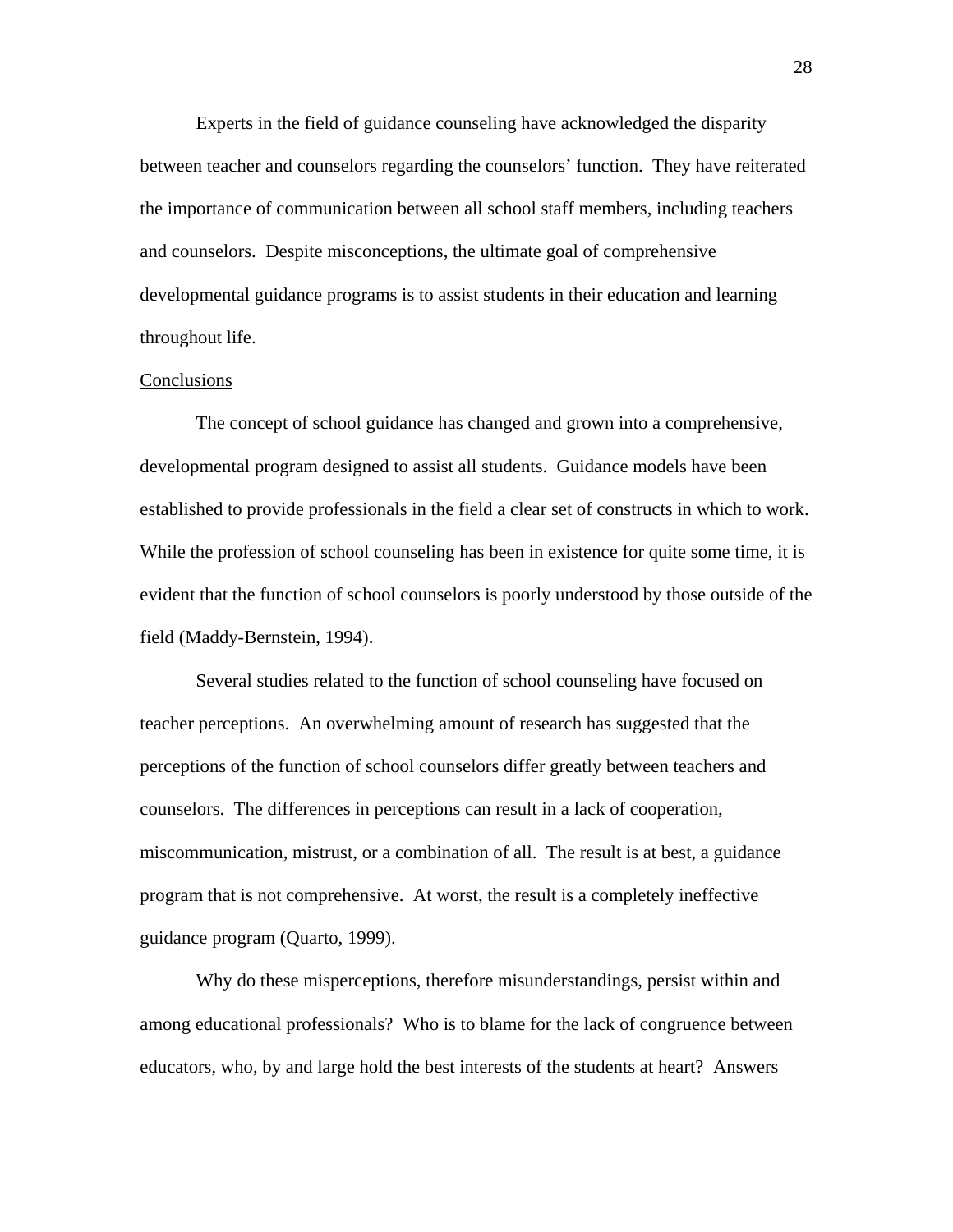Experts in the field of guidance counseling have acknowledged the disparity between teacher and counselors regarding the counselors' function. They have reiterated the importance of communication between all school staff members, including teachers and counselors. Despite misconceptions, the ultimate goal of comprehensive developmental guidance programs is to assist students in their education and learning throughout life.

## Conclusions

The concept of school guidance has changed and grown into a comprehensive, developmental program designed to assist all students. Guidance models have been established to provide professionals in the field a clear set of constructs in which to work. While the profession of school counseling has been in existence for quite some time, it is evident that the function of school counselors is poorly understood by those outside of the field (Maddy-Bernstein, 1994).

Several studies related to the function of school counseling have focused on teacher perceptions. An overwhelming amount of research has suggested that the perceptions of the function of school counselors differ greatly between teachers and counselors. The differences in perceptions can result in a lack of cooperation, miscommunication, mistrust, or a combination of all. The result is at best, a guidance program that is not comprehensive. At worst, the result is a completely ineffective guidance program (Quarto, 1999).

Why do these misperceptions, therefore misunderstandings, persist within and among educational professionals? Who is to blame for the lack of congruence between educators, who, by and large hold the best interests of the students at heart? Answers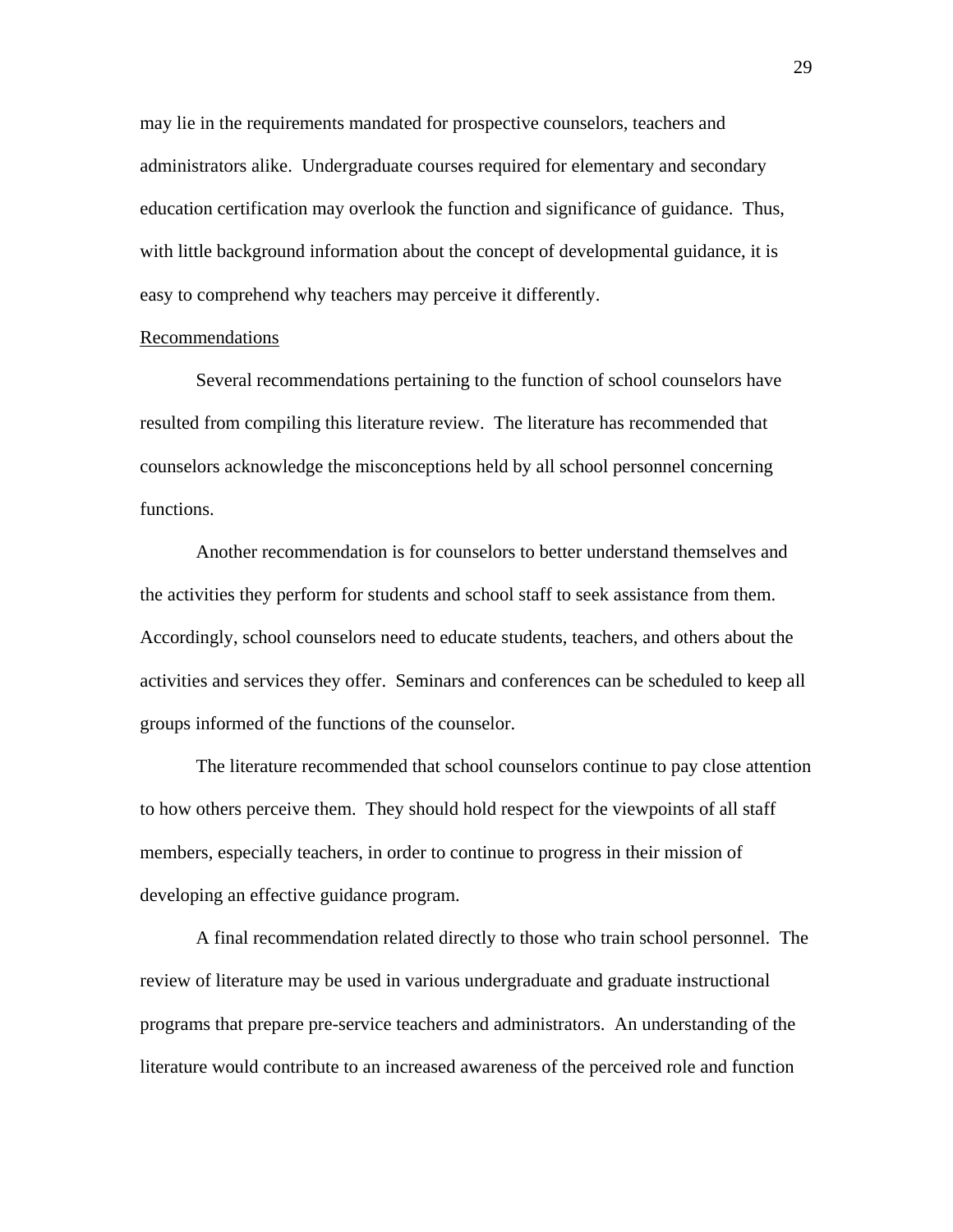may lie in the requirements mandated for prospective counselors, teachers and administrators alike. Undergraduate courses required for elementary and secondary education certification may overlook the function and significance of guidance. Thus, with little background information about the concept of developmental guidance, it is easy to comprehend why teachers may perceive it differently.

## Recommendations

Several recommendations pertaining to the function of school counselors have resulted from compiling this literature review. The literature has recommended that counselors acknowledge the misconceptions held by all school personnel concerning functions.

Another recommendation is for counselors to better understand themselves and the activities they perform for students and school staff to seek assistance from them. Accordingly, school counselors need to educate students, teachers, and others about the activities and services they offer. Seminars and conferences can be scheduled to keep all groups informed of the functions of the counselor.

The literature recommended that school counselors continue to pay close attention to how others perceive them. They should hold respect for the viewpoints of all staff members, especially teachers, in order to continue to progress in their mission of developing an effective guidance program.

A final recommendation related directly to those who train school personnel. The review of literature may be used in various undergraduate and graduate instructional programs that prepare pre-service teachers and administrators. An understanding of the literature would contribute to an increased awareness of the perceived role and function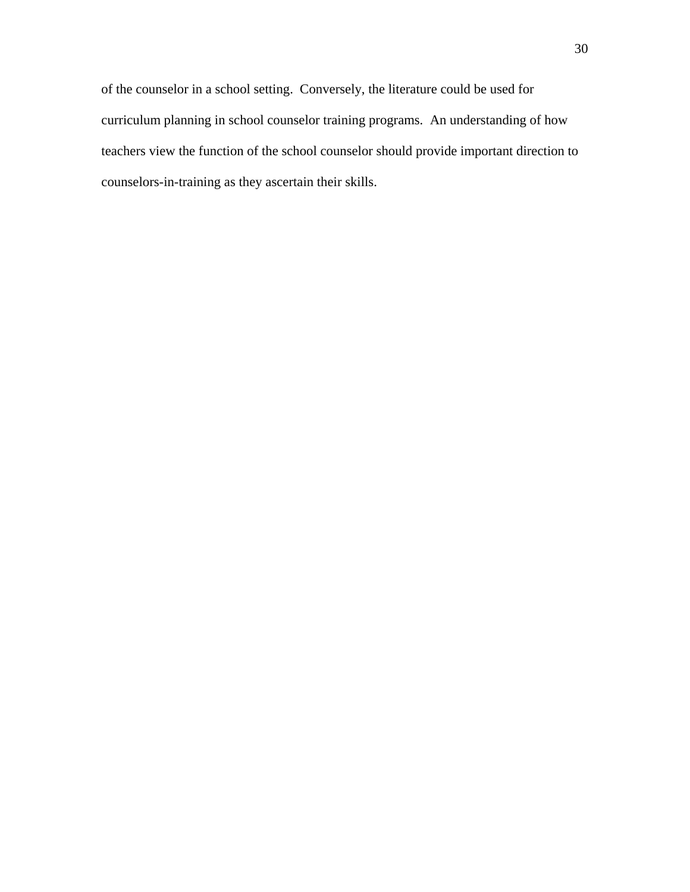of the counselor in a school setting. Conversely, the literature could be used for curriculum planning in school counselor training programs. An understanding of how teachers view the function of the school counselor should provide important direction to counselors-in-training as they ascertain their skills.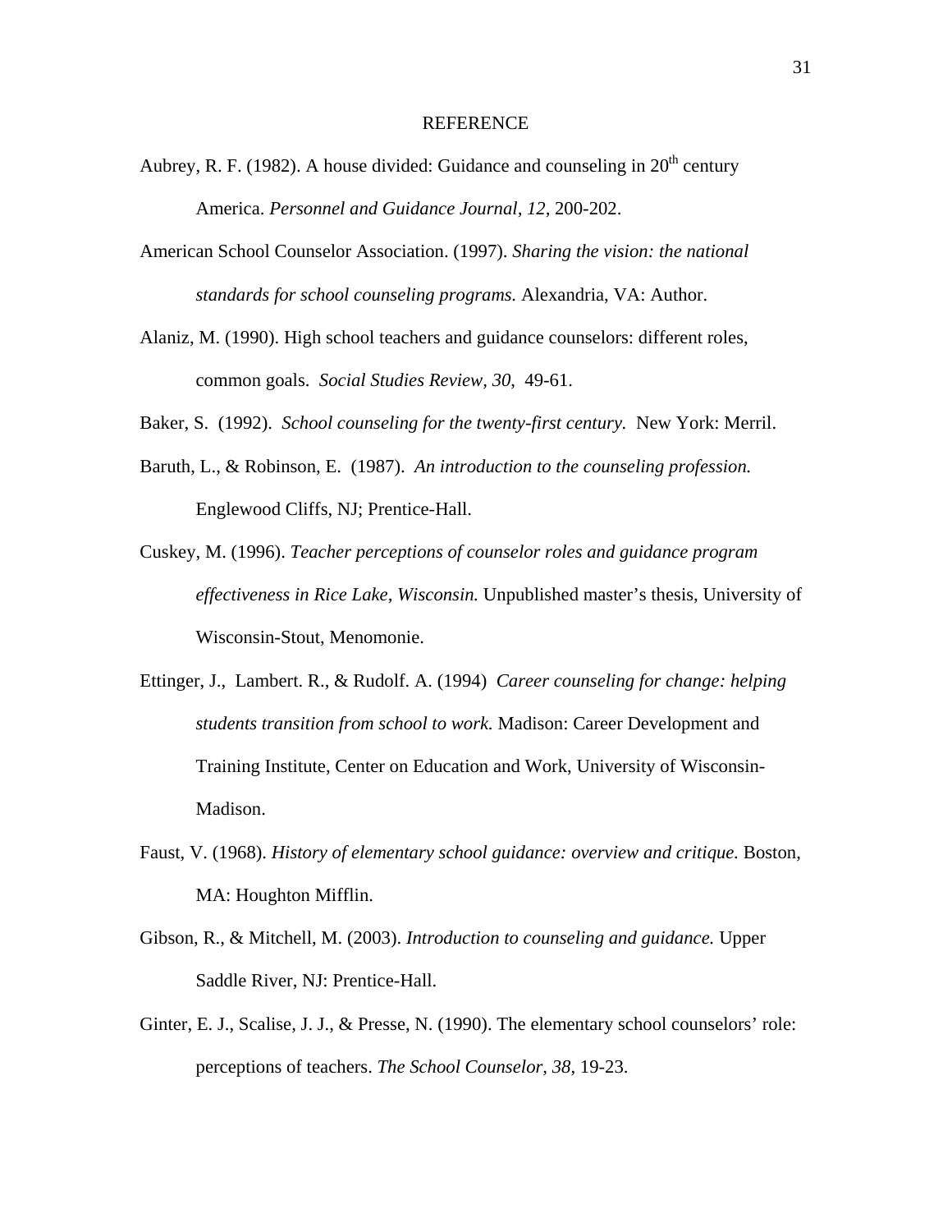# REFERENCE

Aubrey, R. F. (1982). A house divided: Guidance and counseling in 20$^{th}$ century America. *Personnel and Guidance Journal, 12,* 200-202.

American School Counselor Association. (1997). *Sharing the vision: the national standards for school counseling programs.* Alexandria, VA: Author.

Alaniz, M. (1990). High school teachers and guidance counselors: different roles, common goals. *Social Studies Review, 30*, 49-61.

Baker, S. (1992). *School counseling for the twenty-first century.* New York: Merril.

Baruth, L., & Robinson, E. (1987). *An introduction to the counseling profession.* Englewood Cliffs, NJ; Prentice-Hall.

Cuskey, M. (1996). *Teacher perceptions of counselor roles and guidance program effectiveness in Rice Lake, Wisconsin.* Unpublished master's thesis, University of Wisconsin-Stout, Menomonie.

Ettinger, J., Lambert. R., & Rudolf. A. (1994) *Career counseling for change: helping students transition from school to work.* Madison: Career Development and Training Institute, Center on Education and Work, University of Wisconsin-Madison.

Faust, V. (1968). *History of elementary school guidance: overview and critique.* Boston, MA: Houghton Mifflin.

Gibson, R., & Mitchell, M. (2003). *Introduction to counseling and guidance.* Upper Saddle River, NJ: Prentice-Hall.

Ginter, E. J., Scalise, J. J., & Presse, N. (1990). The elementary school counselors' role: perceptions of teachers. *The School Counselor, 38*, 19-23.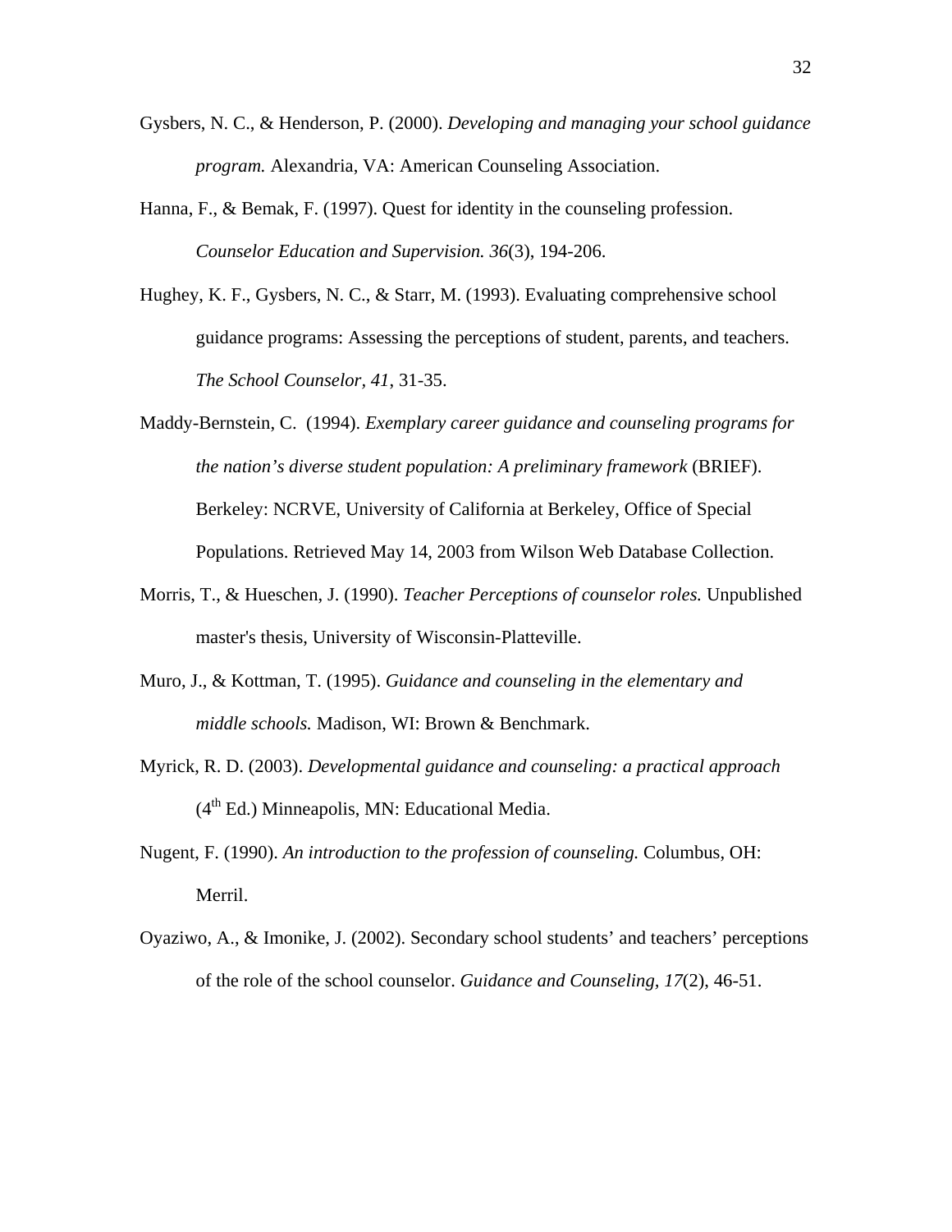Gysbers, N. C., & Henderson, P. (2000). *Developing and managing your school guidance program.* Alexandria, VA: American Counseling Association.

Hanna, F., & Bemak, F. (1997). Quest for identity in the counseling profession. *Counselor Education and Supervision. 36*(3), 194-206.

Hughey, K. F., Gysbers, N. C., & Starr, M. (1993). Evaluating comprehensive school guidance programs: Assessing the perceptions of student, parents, and teachers. *The School Counselor, 41*, 31-35.

Maddy-Bernstein, C. (1994). *Exemplary career guidance and counseling programs for the nation's diverse student population: A preliminary framework* (BRIEF). Berkeley: NCRVE, University of California at Berkeley, Office of Special Populations. Retrieved May 14, 2003 from Wilson Web Database Collection.

Morris, T., & Hueschen, J. (1990). *Teacher Perceptions of counselor roles.* Unpublished master's thesis, University of Wisconsin-Platteville.

Muro, J., & Kottman, T. (1995). *Guidance and counseling in the elementary and middle schools.* Madison, WI: Brown & Benchmark.

Myrick, R. D. (2003). *Developmental guidance and counseling: a practical approach* (4th Ed.) Minneapolis, MN: Educational Media.

Nugent, F. (1990). *An introduction to the profession of counseling.* Columbus, OH: Merril.

Oyaziwo, A., & Imonike, J. (2002). Secondary school students' and teachers' perceptions of the role of the school counselor. *Guidance and Counseling, 17*(2), 46-51.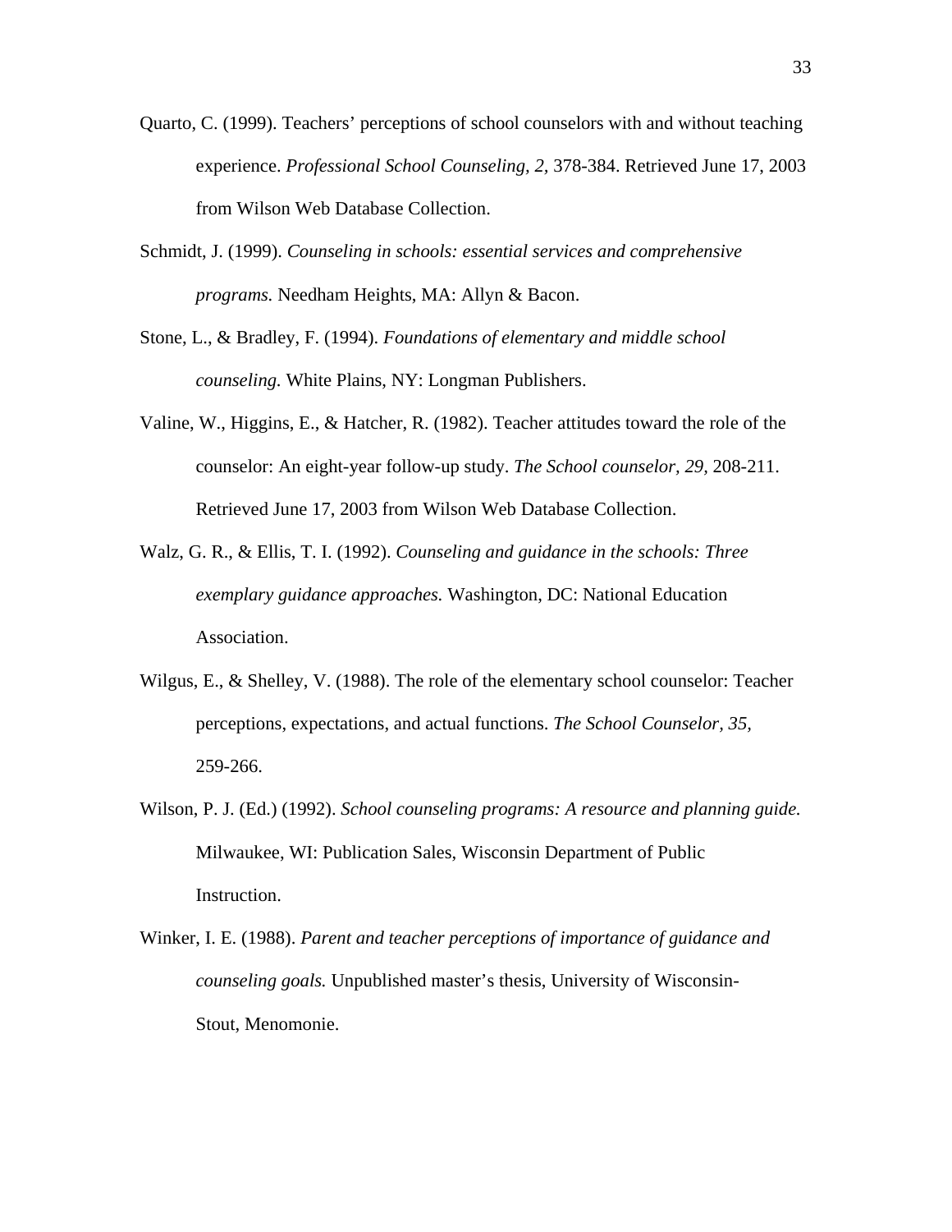Quarto, C. (1999). Teachers' perceptions of school counselors with and without teaching experience. *Professional School Counseling, 2,* 378-384. Retrieved June 17, 2003 from Wilson Web Database Collection.

Schmidt, J. (1999). *Counseling in schools: essential services and comprehensive programs.* Needham Heights, MA: Allyn & Bacon.

Stone, L., & Bradley, F. (1994). *Foundations of elementary and middle school counseling.* White Plains, NY: Longman Publishers.

Valine, W., Higgins, E., & Hatcher, R. (1982). Teacher attitudes toward the role of the counselor: An eight-year follow-up study. *The School counselor, 29,* 208-211. Retrieved June 17, 2003 from Wilson Web Database Collection.

Walz, G. R., & Ellis, T. I. (1992). *Counseling and guidance in the schools: Three exemplary guidance approaches.* Washington, DC: National Education Association.

Wilgus, E., & Shelley, V. (1988). The role of the elementary school counselor: Teacher perceptions, expectations, and actual functions. *The School Counselor, 35,* 259-266.

Wilson, P. J. (Ed.) (1992). *School counseling programs: A resource and planning guide.* Milwaukee, WI: Publication Sales, Wisconsin Department of Public Instruction.

Winker, I. E. (1988). *Parent and teacher perceptions of importance of guidance and counseling goals.* Unpublished master's thesis, University of Wisconsin-Stout, Menomonie.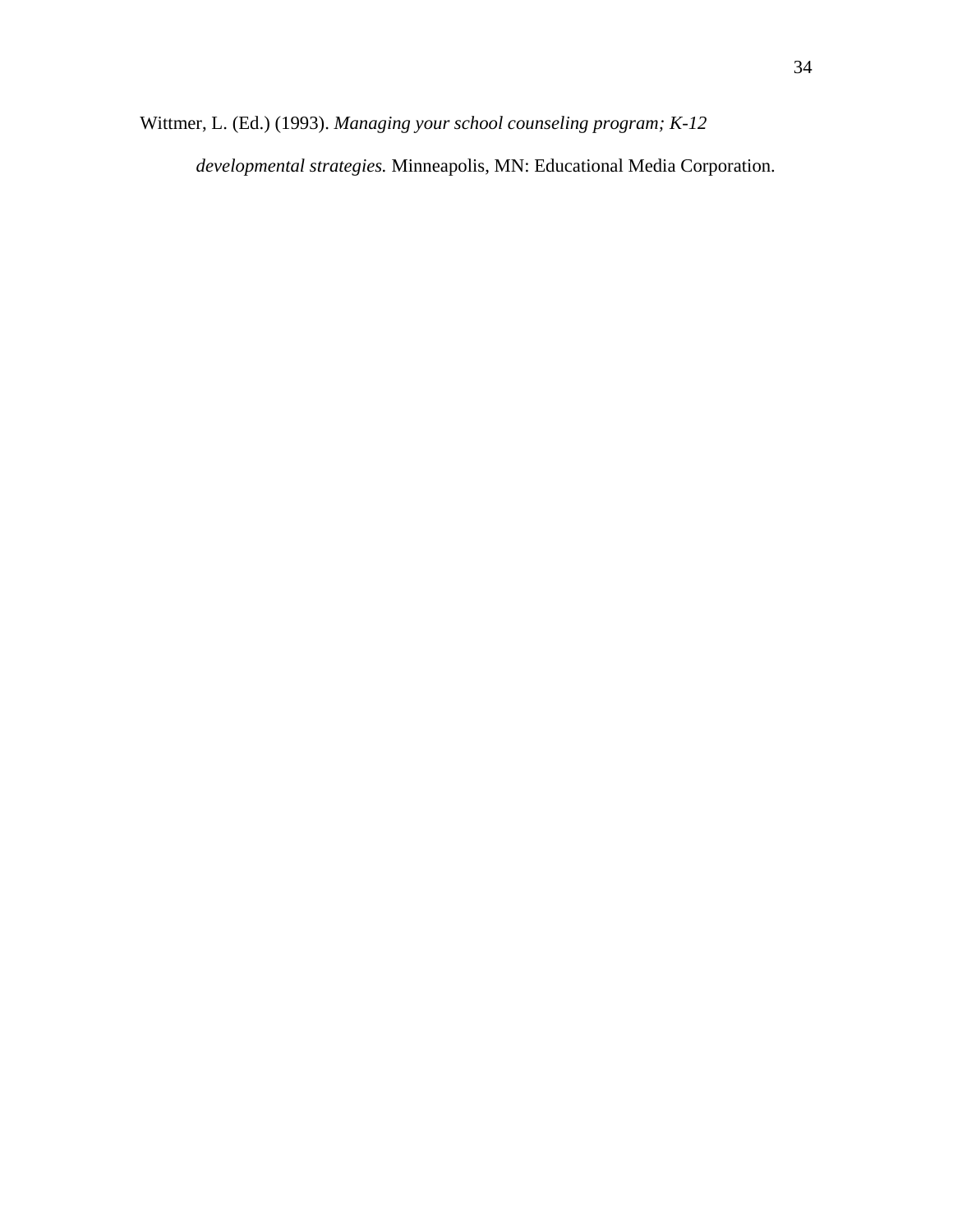Wittmer, L. (Ed.) (1993). *Managing your school counseling program; K-12 developmental strategies.* Minneapolis, MN: Educational Media Corporation.